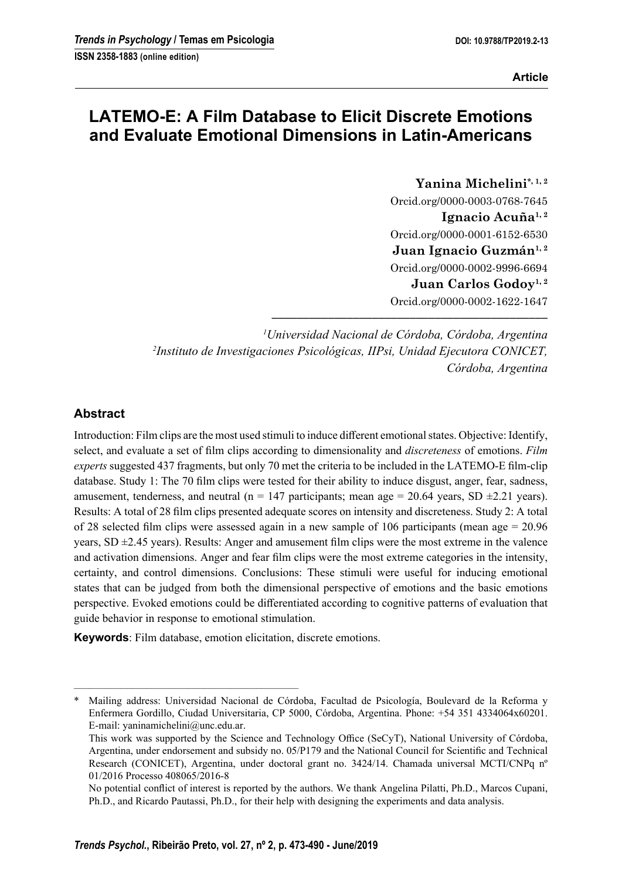**Article**

# LATEMO-E: A Film Database to Elicit Discrete Emotions and Evaluate Emotional Dimensions in Latin-Americans

**Yanina Michelini**[*, 1, 2]
Orcid.org/0000-0003-0768-7645
**Ignacio Acuña**[1, 2]
Orcid.org/0000-0001-6152-6530
**Juan Ignacio Guzmán**[1, 2]
Orcid.org/0000-0002-9996-6694
**Juan Carlos Godoy**[1, 2]
Orcid.org/0000-0002-1622-1647

*[1]Universidad Nacional de Córdoba, Córdoba, Argentina*
*[2]Instituto de Investigaciones Psicológicas, IIPsi, Unidad Ejecutora CONICET, Córdoba, Argentina*

## Abstract

Introduction: Film clips are the most used stimuli to induce different emotional states. Objective: Identify, select, and evaluate a set of film clips according to dimensionality and *discreteness* of emotions. *Film experts* suggested 437 fragments, but only 70 met the criteria to be included in the LATEMO-E film-clip database. Study 1: The 70 film clips were tested for their ability to induce disgust, anger, fear, sadness, amusement, tenderness, and neutral (n = 147 participants; mean age = 20.64 years, SD ±2.21 years). Results: A total of 28 film clips presented adequate scores on intensity and discreteness. Study 2: A total of 28 selected film clips were assessed again in a new sample of 106 participants (mean age = 20.96 years, SD ±2.45 years). Results: Anger and amusement film clips were the most extreme in the valence and activation dimensions. Anger and fear film clips were the most extreme categories in the intensity, certainty, and control dimensions. Conclusions: These stimuli were useful for inducing emotional states that can be judged from both the dimensional perspective of emotions and the basic emotions perspective. Evoked emotions could be differentiated according to cognitive patterns of evaluation that guide behavior in response to emotional stimulation.

**Keywords**: Film database, emotion elicitation, discrete emotions.

---

\* Mailing address: Universidad Nacional de Córdoba, Facultad de Psicología, Boulevard de la Reforma y Enfermera Gordillo, Ciudad Universitaria, CP 5000, Córdoba, Argentina. Phone: +54 351 4334064x60201. E-mail: yaninamichelini@unc.edu.ar.
This work was supported by the Science and Technology Office (SeCyT), National University of Córdoba, Argentina, under endorsement and subsidy no. 05/P179 and the National Council for Scientific and Technical Research (CONICET), Argentina, under doctoral grant no. 3424/14. Chamada universal MCTI/CNPq nº 01/2016 Processo 408065/2016-8
No potential conflict of interest is reported by the authors. We thank Angelina Pilatti, Ph.D., Marcos Cupani, Ph.D., and Ricardo Pautassi, Ph.D., for their help with designing the experiments and data analysis.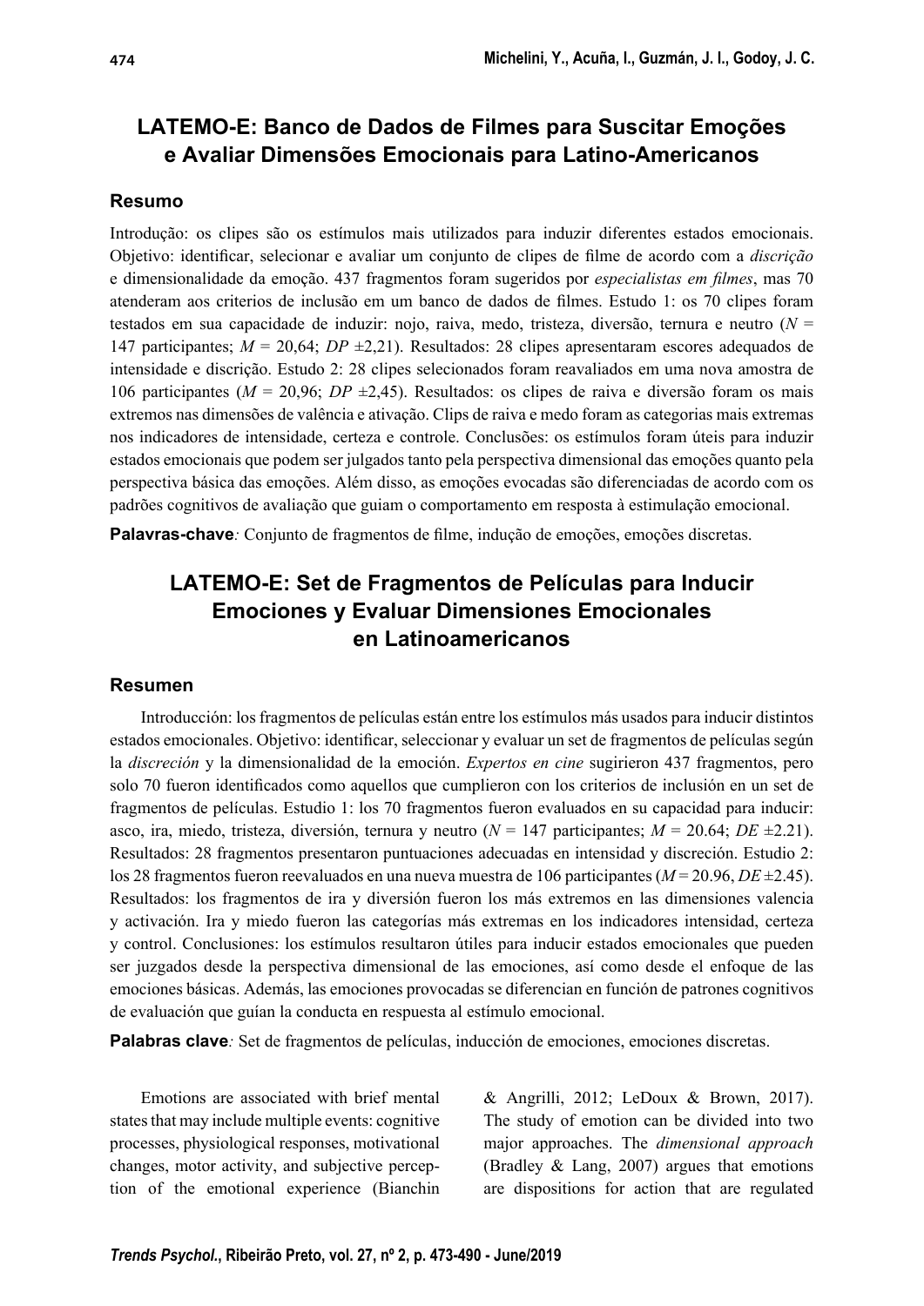## LATEMO-E: Banco de Dados de Filmes para Suscitar Emoções e Avaliar Dimensões Emocionais para Latino-Americanos

### Resumo

Introdução: os clipes são os estímulos mais utilizados para induzir diferentes estados emocionais. Objetivo: identificar, selecionar e avaliar um conjunto de clipes de filme de acordo com a *discrição* e dimensionalidade da emoção. 437 fragmentos foram sugeridos por *especialistas em filmes*, mas 70 atenderam aos criterios de inclusão em um banco de dados de filmes. Estudo 1: os 70 clipes foram testados em sua capacidade de induzir: nojo, raiva, medo, tristeza, diversão, ternura e neutro ($N$ = 147 participantes; $M$ = 20,64; $DP$ ±2,21). Resultados: 28 clipes apresentaram escores adequados de intensidade e discrição. Estudo 2: 28 clipes selecionados foram reavaliados em uma nova amostra de 106 participantes ($M$ = 20,96; $DP$ ±2,45). Resultados: os clipes de raiva e diversão foram os mais extremos nas dimensões de valência e ativação. Clips de raiva e medo foram as categorias mais extremas nos indicadores de intensidade, certeza e controle. Conclusões: os estímulos foram úteis para induzir estados emocionais que podem ser julgados tanto pela perspectiva dimensional das emoções quanto pela perspectiva básica das emoções. Além disso, as emoções evocadas são diferenciadas de acordo com os padrões cognitivos de avaliação que guiam o comportamento em resposta à estimulação emocional.

**Palavras-chave***:* Conjunto de fragmentos de filme, indução de emoções, emoções discretas.

## LATEMO-E: Set de Fragmentos de Películas para Inducir Emociones y Evaluar Dimensiones Emocionales en Latinoamericanos

### Resumen

Introducción: los fragmentos de películas están entre los estímulos más usados para inducir distintos estados emocionales. Objetivo: identificar, seleccionar y evaluar un set de fragmentos de películas según la *discreción* y la dimensionalidad de la emoción. *Expertos en cine* sugirieron 437 fragmentos, pero solo 70 fueron identificados como aquellos que cumplieron con los criterios de inclusión en un set de fragmentos de películas. Estudio 1: los 70 fragmentos fueron evaluados en su capacidad para inducir: asco, ira, miedo, tristeza, diversión, ternura y neutro ($N$ = 147 participantes; $M$ = 20.64; $DE$ ±2.21). Resultados: 28 fragmentos presentaron puntuaciones adecuadas en intensidad y discreción. Estudio 2: los 28 fragmentos fueron reevaluados en una nueva muestra de 106 participantes ($M$ = 20.96, $DE$ ±2.45). Resultados: los fragmentos de ira y diversión fueron los más extremos en las dimensiones valencia y activación. Ira y miedo fueron las categorías más extremas en los indicadores intensidad, certeza y control. Conclusiones: los estímulos resultaron útiles para inducir estados emocionales que pueden ser juzgados desde la perspectiva dimensional de las emociones, así como desde el enfoque de las emociones básicas. Además, las emociones provocadas se diferencian en función de patrones cognitivos de evaluación que guían la conducta en respuesta al estímulo emocional.

**Palabras clave***:* Set de fragmentos de películas, inducción de emociones, emociones discretas.

Emotions are associated with brief mental states that may include multiple events: cognitive processes, physiological responses, motivational changes, motor activity, and subjective perception of the emotional experience (Bianchin & Angrilli, 2012; LeDoux & Brown, 2017). The study of emotion can be divided into two major approaches. The *dimensional approach* (Bradley & Lang, 2007) argues that emotions are dispositions for action that are regulated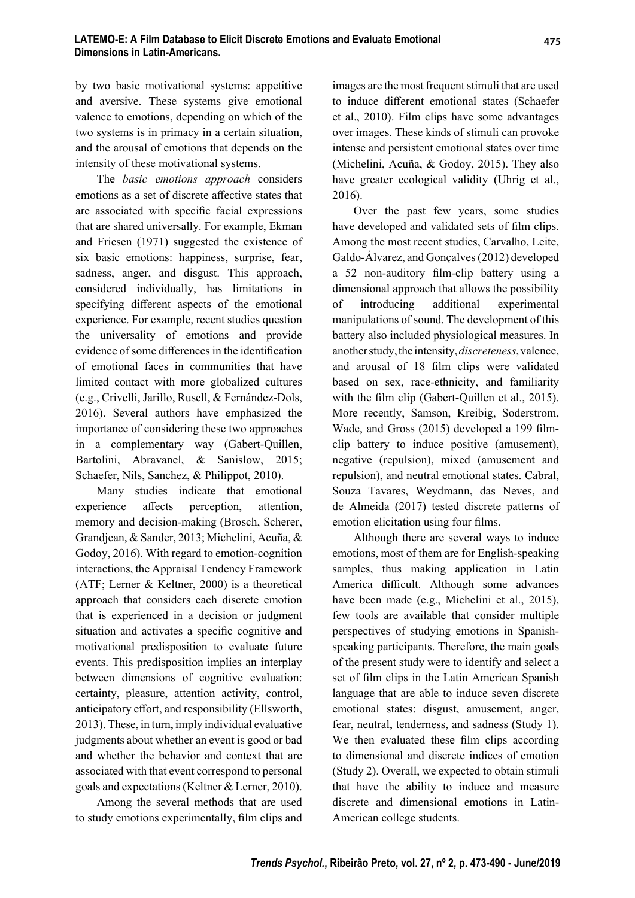by two basic motivational systems: appetitive and aversive. These systems give emotional valence to emotions, depending on which of the two systems is in primacy in a certain situation, and the arousal of emotions that depends on the intensity of these motivational systems.

The *basic emotions approach* considers emotions as a set of discrete affective states that are associated with specific facial expressions that are shared universally. For example, Ekman and Friesen (1971) suggested the existence of six basic emotions: happiness, surprise, fear, sadness, anger, and disgust. This approach, considered individually, has limitations in specifying different aspects of the emotional experience. For example, recent studies question the universality of emotions and provide evidence of some differences in the identification of emotional faces in communities that have limited contact with more globalized cultures (e.g., Crivelli, Jarillo, Rusell, & Fernández-Dols, 2016). Several authors have emphasized the importance of considering these two approaches in a complementary way (Gabert-Quillen, Bartolini, Abravanel, & Sanislow, 2015; Schaefer, Nils, Sanchez, & Philippot, 2010).

Many studies indicate that emotional experience affects perception, attention, memory and decision-making (Brosch, Scherer, Grandjean, & Sander, 2013; Michelini, Acuña, & Godoy, 2016). With regard to emotion-cognition interactions, the Appraisal Tendency Framework (ATF; Lerner & Keltner, 2000) is a theoretical approach that considers each discrete emotion that is experienced in a decision or judgment situation and activates a specific cognitive and motivational predisposition to evaluate future events. This predisposition implies an interplay between dimensions of cognitive evaluation: certainty, pleasure, attention activity, control, anticipatory effort, and responsibility (Ellsworth, 2013). These, in turn, imply individual evaluative judgments about whether an event is good or bad and whether the behavior and context that are associated with that event correspond to personal goals and expectations (Keltner & Lerner, 2010).

Among the several methods that are used to study emotions experimentally, film clips and images are the most frequent stimuli that are used to induce different emotional states (Schaefer et al., 2010). Film clips have some advantages over images. These kinds of stimuli can provoke intense and persistent emotional states over time (Michelini, Acuña, & Godoy, 2015). They also have greater ecological validity (Uhrig et al., 2016).

Over the past few years, some studies have developed and validated sets of film clips. Among the most recent studies, Carvalho, Leite, Galdo-Álvarez, and Gonçalves (2012) developed a 52 non-auditory film-clip battery using a dimensional approach that allows the possibility of introducing additional experimental manipulations of sound. The development of this battery also included physiological measures. In another study, the intensity, *discreteness*, valence, and arousal of 18 film clips were validated based on sex, race-ethnicity, and familiarity with the film clip (Gabert-Quillen et al., 2015). More recently, Samson, Kreibig, Soderstrom, Wade, and Gross (2015) developed a 199 film-clip battery to induce positive (amusement), negative (repulsion), mixed (amusement and repulsion), and neutral emotional states. Cabral, Souza Tavares, Weydmann, das Neves, and de Almeida (2017) tested discrete patterns of emotion elicitation using four films.

Although there are several ways to induce emotions, most of them are for English-speaking samples, thus making application in Latin America difficult. Although some advances have been made (e.g., Michelini et al., 2015), few tools are available that consider multiple perspectives of studying emotions in Spanish-speaking participants. Therefore, the main goals of the present study were to identify and select a set of film clips in the Latin American Spanish language that are able to induce seven discrete emotional states: disgust, amusement, anger, fear, neutral, tenderness, and sadness (Study 1). We then evaluated these film clips according to dimensional and discrete indices of emotion (Study 2). Overall, we expected to obtain stimuli that have the ability to induce and measure discrete and dimensional emotions in Latin-American college students.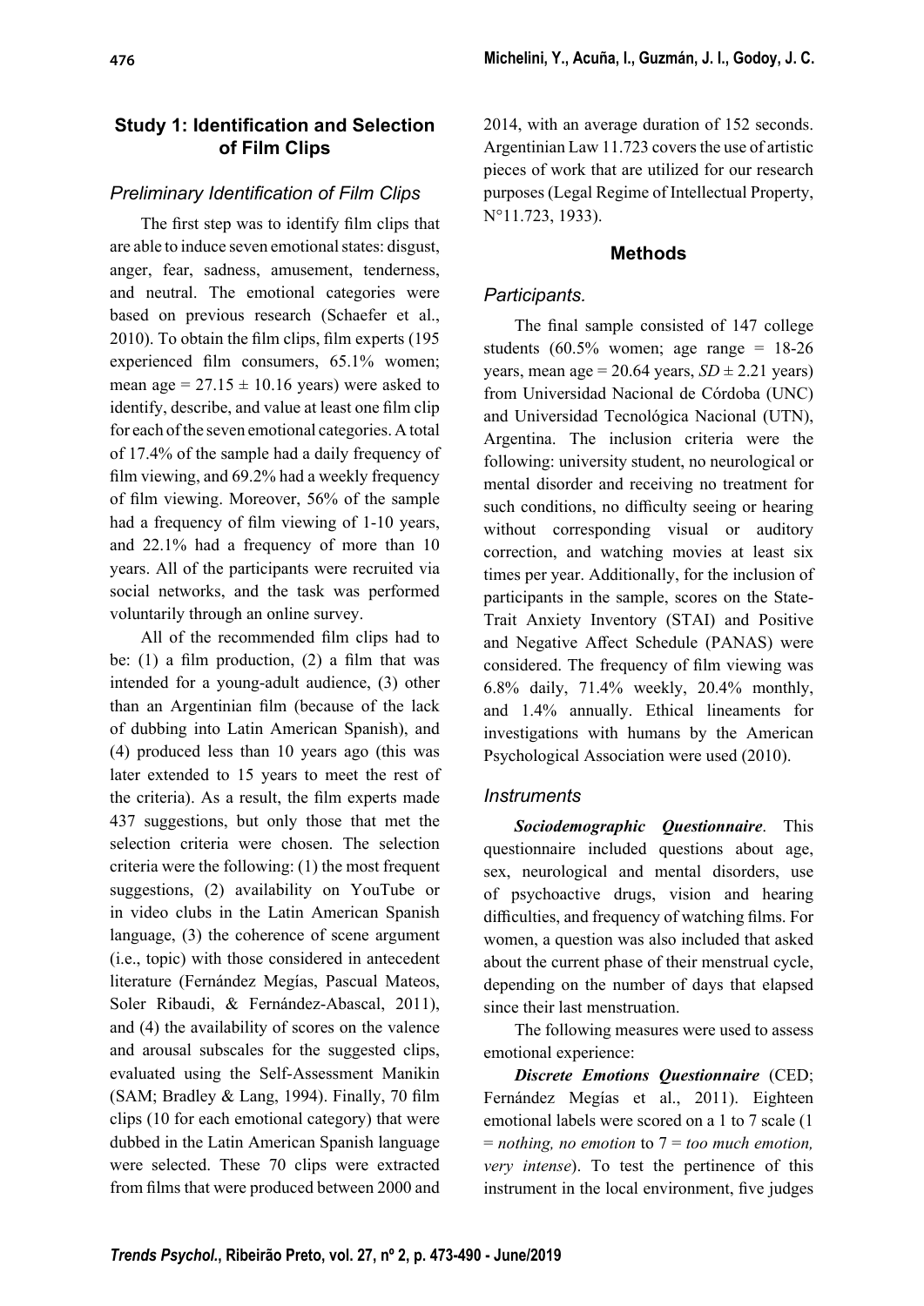## Study 1: Identification and Selection of Film Clips

### *Preliminary Identification of Film Clips*

The first step was to identify film clips that are able to induce seven emotional states: disgust, anger, fear, sadness, amusement, tenderness, and neutral. The emotional categories were based on previous research (Schaefer et al., 2010). To obtain the film clips, film experts (195 experienced film consumers, 65.1% women; mean age = 27.15 ± 10.16 years) were asked to identify, describe, and value at least one film clip for each of the seven emotional categories. A total of 17.4% of the sample had a daily frequency of film viewing, and 69.2% had a weekly frequency of film viewing. Moreover, 56% of the sample had a frequency of film viewing of 1-10 years, and 22.1% had a frequency of more than 10 years. All of the participants were recruited via social networks, and the task was performed voluntarily through an online survey.

All of the recommended film clips had to be: (1) a film production, (2) a film that was intended for a young-adult audience, (3) other than an Argentinian film (because of the lack of dubbing into Latin American Spanish), and (4) produced less than 10 years ago (this was later extended to 15 years to meet the rest of the criteria). As a result, the film experts made 437 suggestions, but only those that met the selection criteria were chosen. The selection criteria were the following: (1) the most frequent suggestions, (2) availability on YouTube or in video clubs in the Latin American Spanish language, (3) the coherence of scene argument (i.e., topic) with those considered in antecedent literature (Fernández Megías, Pascual Mateos, Soler Ribaudi, & Fernández-Abascal, 2011), and (4) the availability of scores on the valence and arousal subscales for the suggested clips, evaluated using the Self-Assessment Manikin (SAM; Bradley & Lang, 1994). Finally, 70 film clips (10 for each emotional category) that were dubbed in the Latin American Spanish language were selected. These 70 clips were extracted from films that were produced between 2000 and 2014, with an average duration of 152 seconds. Argentinian Law 11.723 covers the use of artistic pieces of work that are utilized for our research purposes (Legal Regime of Intellectual Property, N°11.723, 1933).

### Methods

#### *Participants.*

The final sample consisted of 147 college students (60.5% women; age range = 18-26 years, mean age = 20.64 years, *SD* ± 2.21 years) from Universidad Nacional de Córdoba (UNC) and Universidad Tecnológica Nacional (UTN), Argentina. The inclusion criteria were the following: university student, no neurological or mental disorder and receiving no treatment for such conditions, no difficulty seeing or hearing without corresponding visual or auditory correction, and watching movies at least six times per year. Additionally, for the inclusion of participants in the sample, scores on the State-Trait Anxiety Inventory (STAI) and Positive and Negative Affect Schedule (PANAS) were considered. The frequency of film viewing was 6.8% daily, 71.4% weekly, 20.4% monthly, and 1.4% annually. Ethical lineaments for investigations with humans by the American Psychological Association were used (2010).

#### *Instruments*

***Sociodemographic Questionnaire***. This questionnaire included questions about age, sex, neurological and mental disorders, use of psychoactive drugs, vision and hearing difficulties, and frequency of watching films. For women, a question was also included that asked about the current phase of their menstrual cycle, depending on the number of days that elapsed since their last menstruation.

The following measures were used to assess emotional experience:

***Discrete Emotions Questionnaire*** (CED; Fernández Megías et al., 2011). Eighteen emotional labels were scored on a 1 to 7 scale (1 = *nothing, no emotion* to 7 = *too much emotion, very intense*). To test the pertinence of this instrument in the local environment, five judges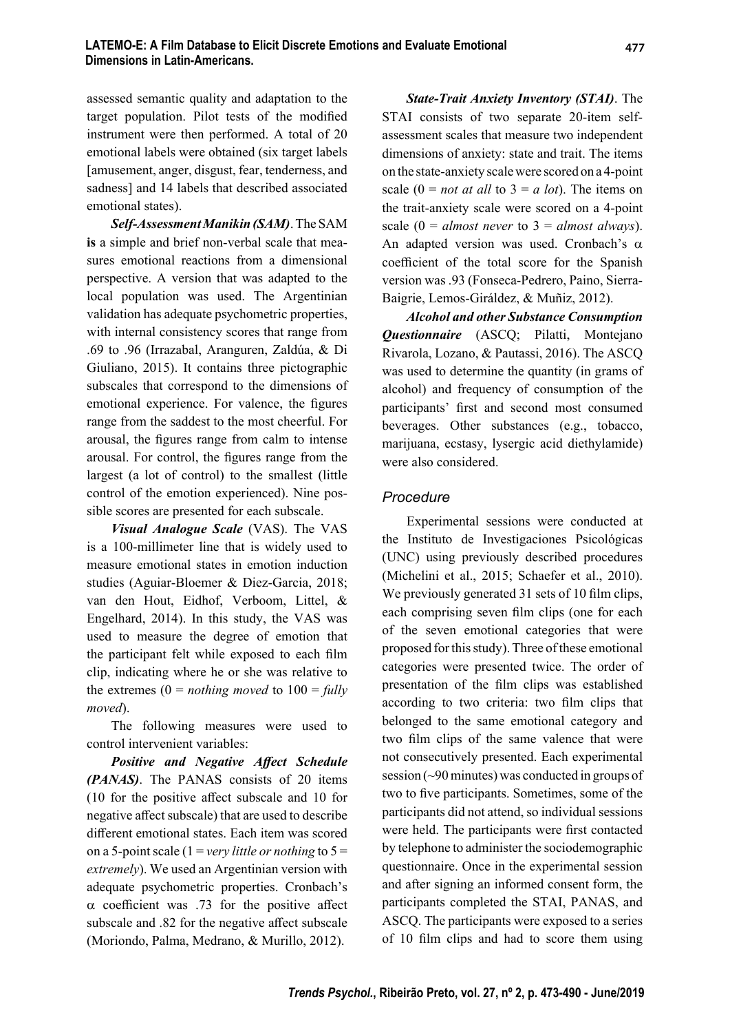assessed semantic quality and adaptation to the target population. Pilot tests of the modified instrument were then performed. A total of 20 emotional labels were obtained (six target labels [amusement, anger, disgust, fear, tenderness, and sadness] and 14 labels that described associated emotional states).

***Self-Assessment Manikin (SAM)***. The SAM **is** a simple and brief non-verbal scale that measures emotional reactions from a dimensional perspective. A version that was adapted to the local population was used. The Argentinian validation has adequate psychometric properties, with internal consistency scores that range from .69 to .96 (Irrazabal, Aranguren, Zaldúa, & Di Giuliano, 2015). It contains three pictographic subscales that correspond to the dimensions of emotional experience. For valence, the figures range from the saddest to the most cheerful. For arousal, the figures range from calm to intense arousal. For control, the figures range from the largest (a lot of control) to the smallest (little control of the emotion experienced). Nine possible scores are presented for each subscale.

***Visual Analogue Scale*** (VAS). The VAS is a 100-millimeter line that is widely used to measure emotional states in emotion induction studies (Aguiar-Bloemer & Diez-Garcia, 2018; van den Hout, Eidhof, Verboom, Littel, & Engelhard, 2014). In this study, the VAS was used to measure the degree of emotion that the participant felt while exposed to each film clip, indicating where he or she was relative to the extremes (0 = *nothing moved* to 100 = *fully moved*).

The following measures were used to control intervenient variables:

***Positive and Negative Affect Schedule (PANAS)***. The PANAS consists of 20 items (10 for the positive affect subscale and 10 for negative affect subscale) that are used to describe different emotional states. Each item was scored on a 5-point scale (1 = *very little or nothing* to 5 = *extremely*). We used an Argentinian version with adequate psychometric properties. Cronbach's $\alpha$ coefficient was .73 for the positive affect subscale and .82 for the negative affect subscale (Moriondo, Palma, Medrano, & Murillo, 2012).

***State-Trait Anxiety Inventory (STAI)***. The STAI consists of two separate 20-item self-assessment scales that measure two independent dimensions of anxiety: state and trait. The items on the state-anxiety scale were scored on a 4-point scale (0 = *not at all* to 3 = *a lot*). The items on the trait-anxiety scale were scored on a 4-point scale (0 = *almost never* to 3 = *almost always*). An adapted version was used. Cronbach's $\alpha$ coefficient of the total score for the Spanish version was .93 (Fonseca-Pedrero, Paino, Sierra-Baigrie, Lemos-Giráldez, & Muñiz, 2012).

***Alcohol and other Substance Consumption Questionnaire*** (ASCQ; Pilatti, Montejano Rivarola, Lozano, & Pautassi, 2016). The ASCQ was used to determine the quantity (in grams of alcohol) and frequency of consumption of the participants' first and second most consumed beverages. Other substances (e.g., tobacco, marijuana, ecstasy, lysergic acid diethylamide) were also considered.

### *Procedure*

Experimental sessions were conducted at the Instituto de Investigaciones Psicológicas (UNC) using previously described procedures (Michelini et al., 2015; Schaefer et al., 2010). We previously generated 31 sets of 10 film clips, each comprising seven film clips (one for each of the seven emotional categories that were proposed for this study). Three of these emotional categories were presented twice. The order of presentation of the film clips was established according to two criteria: two film clips that belonged to the same emotional category and two film clips of the same valence that were not consecutively presented. Each experimental session (~90 minutes) was conducted in groups of two to five participants. Sometimes, some of the participants did not attend, so individual sessions were held. The participants were first contacted by telephone to administer the sociodemographic questionnaire. Once in the experimental session and after signing an informed consent form, the participants completed the STAI, PANAS, and ASCQ. The participants were exposed to a series of 10 film clips and had to score them using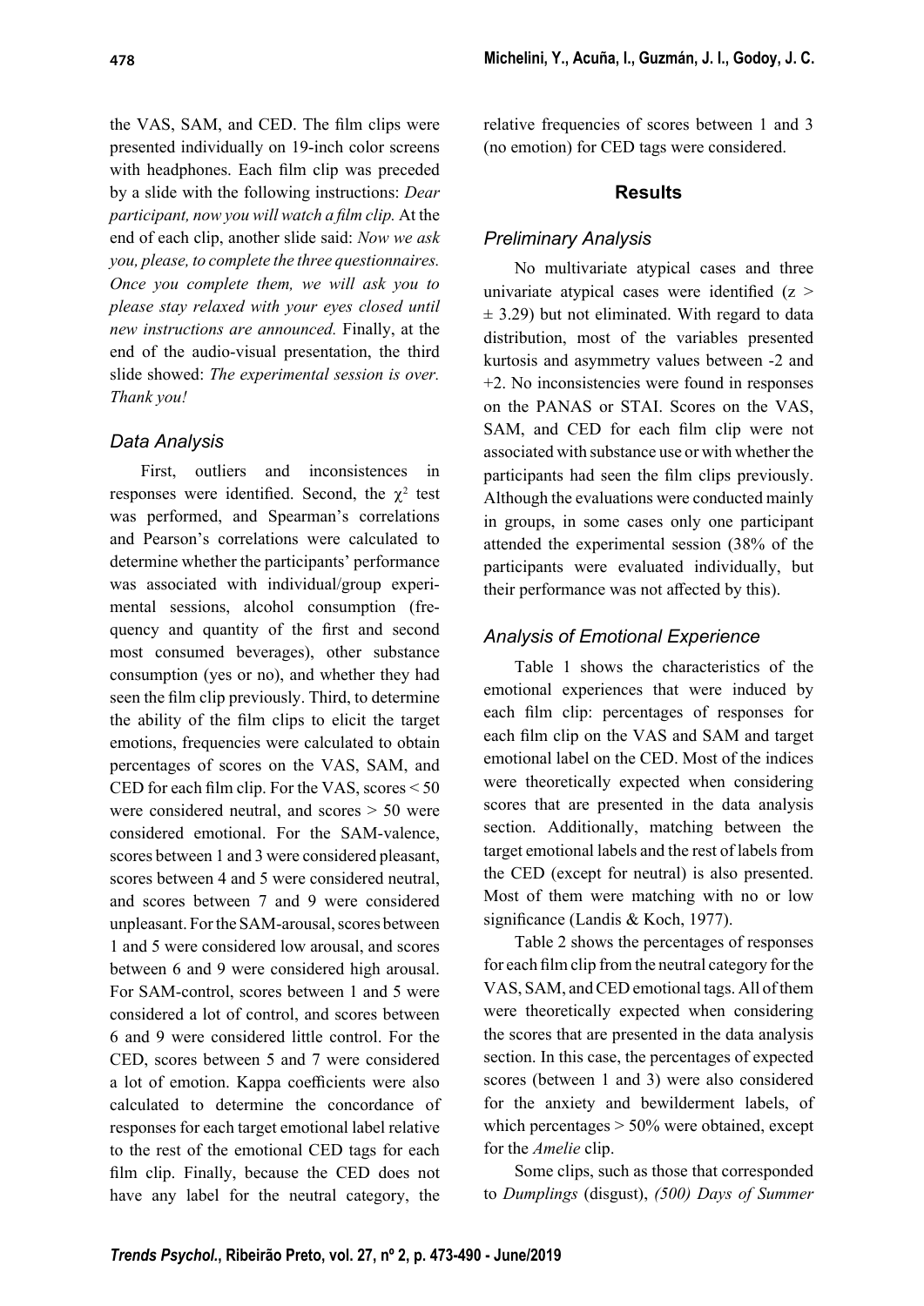the VAS, SAM, and CED. The film clips were presented individually on 19-inch color screens with headphones. Each film clip was preceded by a slide with the following instructions: *Dear participant, now you will watch a film clip.* At the end of each clip, another slide said: *Now we ask you, please, to complete the three questionnaires. Once you complete them, we will ask you to please stay relaxed with your eyes closed until new instructions are announced.* Finally, at the end of the audio-visual presentation, the third slide showed: *The experimental session is over. Thank you!*

### Data Analysis

First, outliers and inconsistences in responses were identified. Second, the $\chi^2$ test was performed, and Spearman's correlations and Pearson's correlations were calculated to determine whether the participants' performance was associated with individual/group experimental sessions, alcohol consumption (frequency and quantity of the first and second most consumed beverages), other substance consumption (yes or no), and whether they had seen the film clip previously. Third, to determine the ability of the film clips to elicit the target emotions, frequencies were calculated to obtain percentages of scores on the VAS, SAM, and CED for each film clip. For the VAS, scores < 50 were considered neutral, and scores > 50 were considered emotional. For the SAM-valence, scores between 1 and 3 were considered pleasant, scores between 4 and 5 were considered neutral, and scores between 7 and 9 were considered unpleasant. For the SAM-arousal, scores between 1 and 5 were considered low arousal, and scores between 6 and 9 were considered high arousal. For SAM-control, scores between 1 and 5 were considered a lot of control, and scores between 6 and 9 were considered little control. For the CED, scores between 5 and 7 were considered a lot of emotion. Kappa coefficients were also calculated to determine the concordance of responses for each target emotional label relative to the rest of the emotional CED tags for each film clip. Finally, because the CED does not have any label for the neutral category, the relative frequencies of scores between 1 and 3 (no emotion) for CED tags were considered.

## Results

### Preliminary Analysis

No multivariate atypical cases and three univariate atypical cases were identified ($z > \pm 3.29$) but not eliminated. With regard to data distribution, most of the variables presented kurtosis and asymmetry values between -2 and +2. No inconsistencies were found in responses on the PANAS or STAI. Scores on the VAS, SAM, and CED for each film clip were not associated with substance use or with whether the participants had seen the film clips previously. Although the evaluations were conducted mainly in groups, in some cases only one participant attended the experimental session (38% of the participants were evaluated individually, but their performance was not affected by this).

### Analysis of Emotional Experience

Table 1 shows the characteristics of the emotional experiences that were induced by each film clip: percentages of responses for each film clip on the VAS and SAM and target emotional label on the CED. Most of the indices were theoretically expected when considering scores that are presented in the data analysis section. Additionally, matching between the target emotional labels and the rest of labels from the CED (except for neutral) is also presented. Most of them were matching with no or low significance (Landis & Koch, 1977).

Table 2 shows the percentages of responses for each film clip from the neutral category for the VAS, SAM, and CED emotional tags. All of them were theoretically expected when considering the scores that are presented in the data analysis section. In this case, the percentages of expected scores (between 1 and 3) were also considered for the anxiety and bewilderment labels, of which percentages > 50% were obtained, except for the *Amelie* clip.

Some clips, such as those that corresponded to *Dumplings* (disgust), *(500) Days of Summer*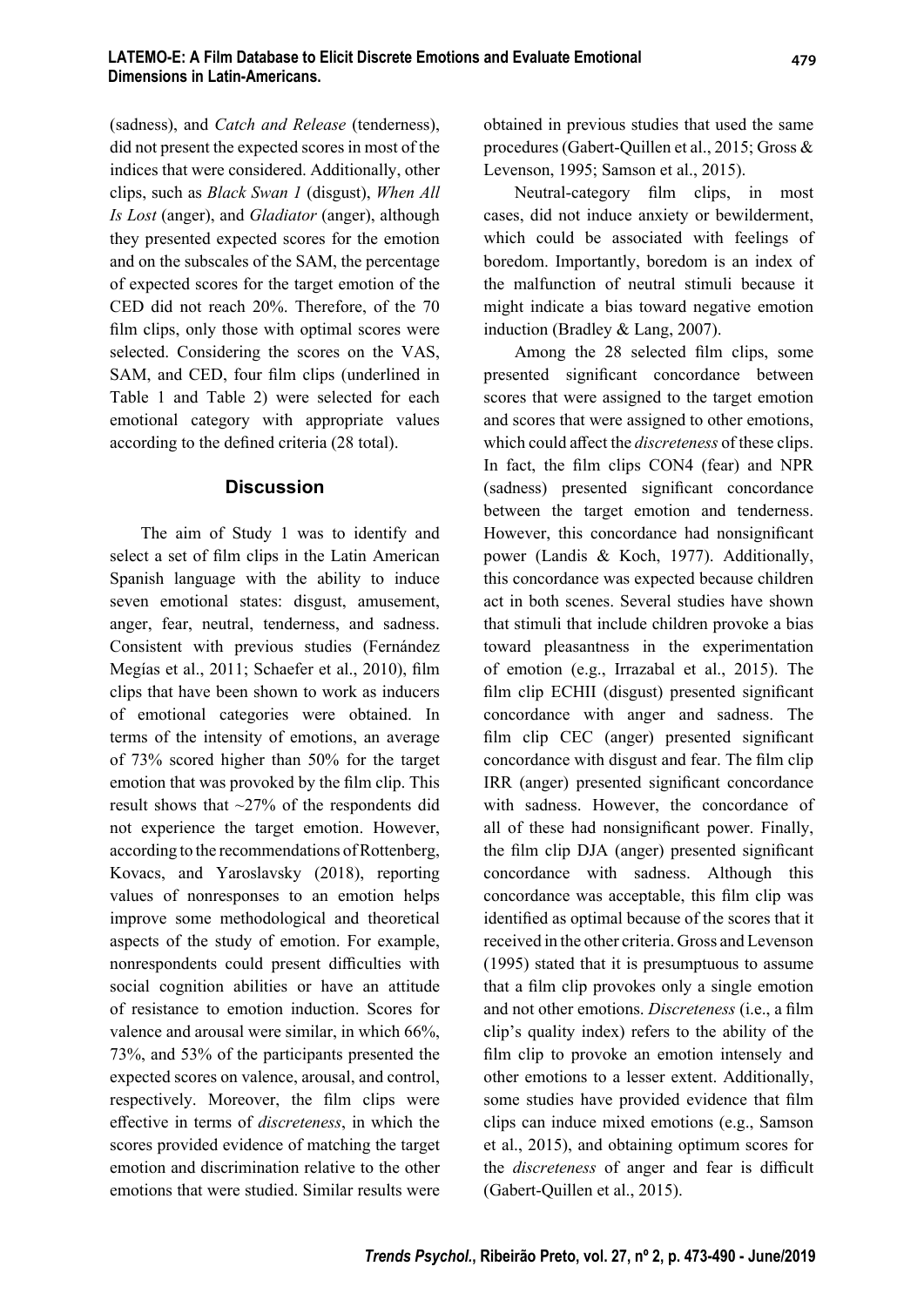(sadness), and *Catch and Release* (tenderness), did not present the expected scores in most of the indices that were considered. Additionally, other clips, such as *Black Swan 1* (disgust), *When All Is Lost* (anger), and *Gladiator* (anger), although they presented expected scores for the emotion and on the subscales of the SAM, the percentage of expected scores for the target emotion of the CED did not reach 20%. Therefore, of the 70 film clips, only those with optimal scores were selected. Considering the scores on the VAS, SAM, and CED, four film clips (underlined in Table 1 and Table 2) were selected for each emotional category with appropriate values according to the defined criteria (28 total).

## Discussion

The aim of Study 1 was to identify and select a set of film clips in the Latin American Spanish language with the ability to induce seven emotional states: disgust, amusement, anger, fear, neutral, tenderness, and sadness. Consistent with previous studies (Fernández Megías et al., 2011; Schaefer et al., 2010), film clips that have been shown to work as inducers of emotional categories were obtained. In terms of the intensity of emotions, an average of 73% scored higher than 50% for the target emotion that was provoked by the film clip. This result shows that ~27% of the respondents did not experience the target emotion. However, according to the recommendations of Rottenberg, Kovacs, and Yaroslavsky (2018), reporting values of nonresponses to an emotion helps improve some methodological and theoretical aspects of the study of emotion. For example, nonrespondents could present difficulties with social cognition abilities or have an attitude of resistance to emotion induction. Scores for valence and arousal were similar, in which 66%, 73%, and 53% of the participants presented the expected scores on valence, arousal, and control, respectively. Moreover, the film clips were effective in terms of *discreteness*, in which the scores provided evidence of matching the target emotion and discrimination relative to the other emotions that were studied. Similar results were obtained in previous studies that used the same procedures (Gabert-Quillen et al., 2015; Gross & Levenson, 1995; Samson et al., 2015).

Neutral-category film clips, in most cases, did not induce anxiety or bewilderment, which could be associated with feelings of boredom. Importantly, boredom is an index of the malfunction of neutral stimuli because it might indicate a bias toward negative emotion induction (Bradley & Lang, 2007).

Among the 28 selected film clips, some presented significant concordance between scores that were assigned to the target emotion and scores that were assigned to other emotions, which could affect the *discreteness* of these clips. In fact, the film clips CON4 (fear) and NPR (sadness) presented significant concordance between the target emotion and tenderness. However, this concordance had nonsignificant power (Landis & Koch, 1977). Additionally, this concordance was expected because children act in both scenes. Several studies have shown that stimuli that include children provoke a bias toward pleasantness in the experimentation of emotion (e.g., Irrazabal et al., 2015). The film clip ECHII (disgust) presented significant concordance with anger and sadness. The film clip CEC (anger) presented significant concordance with disgust and fear. The film clip IRR (anger) presented significant concordance with sadness. However, the concordance of all of these had nonsignificant power. Finally, the film clip DJA (anger) presented significant concordance with sadness. Although this concordance was acceptable, this film clip was identified as optimal because of the scores that it received in the other criteria. Gross and Levenson (1995) stated that it is presumptuous to assume that a film clip provokes only a single emotion and not other emotions. *Discreteness* (i.e., a film clip's quality index) refers to the ability of the film clip to provoke an emotion intensely and other emotions to a lesser extent. Additionally, some studies have provided evidence that film clips can induce mixed emotions (e.g., Samson et al., 2015), and obtaining optimum scores for the *discreteness* of anger and fear is difficult (Gabert-Quillen et al., 2015).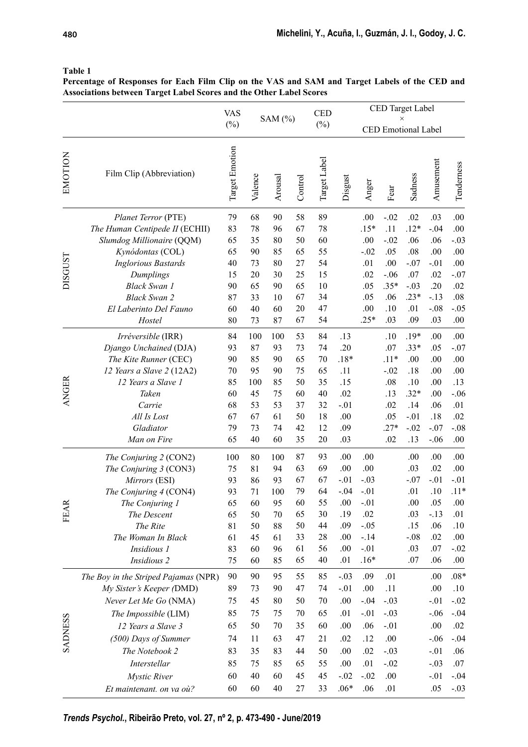**Table 1**
**Percentage of Responses for Each Film Clip on the VAS and SAM and Target Labels of the CED and Associations between Target Label Scores and the Other Label Scores**

| EMOTION | Film Clip (Abbreviation) | VAS (%) | SAM (%) | | | CED (%) | CED Target Label × CED Emotional Label | | | | | |
|---|---|---|---|---|---|---|---|---|---|---|---|---|
| | | Target Emotion | Valence | Arousal | Control | Target Label | Disgust | Anger | Fear | Sadness | Amusement | Tenderness |
| DISGUST | *Planet Terror* (PTE) | 79 | 68 | 90 | 58 | 89 | | .00 | -.02 | .02 | .03 | .00 |
| | *The Human Centipede II* (ECHII) | 83 | 78 | 96 | 67 | 78 | | .15* | .11 | .12* | -.04 | .00 |
| | *Slumdog Millionaire* (QQM) | 65 | 35 | 80 | 50 | 60 | | .00 | -.02 | .06 | .06 | -.03 |
| | *Kynódontas* (COL) | 65 | 90 | 85 | 65 | 55 | | -.02 | .05 | .08 | .00 | .00 |
| | *Inglorious Bastards* | 40 | 73 | 80 | 27 | 54 | | .01 | .00 | -.07 | -.01 | .00 |
| | *Dumplings* | 15 | 20 | 30 | 25 | 15 | | .02 | -.06 | .07 | .02 | -.07 |
| | *Black Swan 1* | 90 | 65 | 90 | 65 | 10 | | .05 | .35* | -.03 | .20 | .02 |
| | *Black Swan 2* | 87 | 33 | 10 | 67 | 34 | | .05 | .06 | .23* | -.13 | .08 |
| | *El Laberinto Del Fauno* | 60 | 40 | 60 | 20 | 47 | | .00 | .10 | .01 | -.08 | -.05 |
| | *Hostel* | 80 | 73 | 87 | 67 | 54 | | .25* | .03 | .09 | .03 | .00 |
| ANGER | *Irréversible* (IRR) | 84 | 100 | 100 | 53 | 84 | .13 | | .10 | .19* | .00 | .00 |
| | *Django Unchained* (DJA) | 93 | 87 | 93 | 73 | 74 | .20 | | .07 | .33* | .05 | -.07 |
| | *The Kite Runner* (CEC) | 90 | 85 | 90 | 65 | 70 | .18* | | .11* | .00 | .00 | .00 |
| | *12 Years a Slave 2* (12A2) | 70 | 95 | 90 | 75 | 65 | .11 | | -.02 | .18 | .00 | .00 |
| | *12 Years a Slave 1* | 85 | 100 | 85 | 50 | 35 | .15 | | .08 | .10 | .00 | .13 |
| | *Taken* | 60 | 45 | 75 | 60 | 40 | .02 | | .13 | .32* | .00 | -.06 |
| | *Carrie* | 68 | 53 | 53 | 37 | 32 | -.01 | | .02 | .14 | .06 | .01 |
| | *All Is Lost* | 67 | 67 | 61 | 50 | 18 | .00 | | .05 | -.01 | .18 | .02 |
| | *Gladiator* | 79 | 73 | 74 | 42 | 12 | .09 | | .27* | -.02 | -.07 | -.08 |
| | *Man on Fire* | 65 | 40 | 60 | 35 | 20 | .03 | | .02 | .13 | -.06 | .00 |
| FEAR | *The Conjuring 2* (CON2) | 100 | 80 | 100 | 87 | 93 | .00 | .00 | | .00 | .00 | .00 |
| | *The Conjuring 3* (CON3) | 75 | 81 | 94 | 63 | 69 | .00 | .00 | | .03 | .02 | .00 |
| | *Mirrors* (ESI) | 93 | 86 | 93 | 67 | 67 | -.01 | -.03 | | -.07 | -.01 | -.01 |
| | *The Conjuring 4* (CON4) | 93 | 71 | 100 | 79 | 64 | -.04 | -.01 | | .01 | .10 | .11* |
| | *The Conjuring 1* | 65 | 60 | 95 | 60 | 55 | .00 | -.01 | | .00 | .05 | .00 |
| | *The Descent* | 65 | 50 | 70 | 65 | 30 | .19 | .02 | | .03 | -.13 | .01 |
| | *The Rite* | 81 | 50 | 88 | 50 | 44 | .09 | -.05 | | .15 | .06 | .10 |
| | *The Woman In Black* | 61 | 45 | 61 | 33 | 28 | .00 | -.14 | | -.08 | .02 | .00 |
| | *Insidious 1* | 83 | 60 | 96 | 61 | 56 | .00 | -.01 | | .03 | .07 | -.02 |
| | *Insidious 2* | 75 | 60 | 85 | 65 | 40 | .01 | .16* | | .07 | .06 | .00 |
| SADNESS | *The Boy in the Striped Pajamas* (NPR) | 90 | 90 | 95 | 55 | 85 | -.03 | .09 | .01 | | .00 | .08* |
| | *My Sister's Keeper (*DMD) | 89 | 73 | 90 | 47 | 74 | -.01 | .00 | .11 | | .00 | .10 |
| | *Never Let Me Go* (NMA) | 75 | 45 | 80 | 50 | 70 | .00 | -.04 | -.03 | | -.01 | -.02 |
| | *The Impossible* (LIM) | 85 | 75 | 75 | 70 | 65 | .01 | -.01 | -.03 | | -.06 | -.04 |
| | *12 Years a Slave 3* | 65 | 50 | 70 | 35 | 60 | .00 | .06 | -.01 | | .00 | .02 |
| | *(500) Days of Summer* | 74 | 11 | 63 | 47 | 21 | .02 | .12 | .00 | | -.06 | -.04 |
| | *The Notebook 2* | 83 | 35 | 83 | 44 | 50 | .00 | .02 | -.03 | | -.01 | .06 |
| | *Interstellar* | 85 | 75 | 85 | 65 | 55 | .00 | .01 | -.02 | | -.03 | .07 |
| | *Mystic River* | 60 | 40 | 60 | 45 | 45 | -.02 | -.02 | .00 | | -.01 | -.04 |
| | *Et maintenant. on va où?* | 60 | 60 | 40 | 27 | 33 | .06* | .06 | .01 | | .05 | -.03 |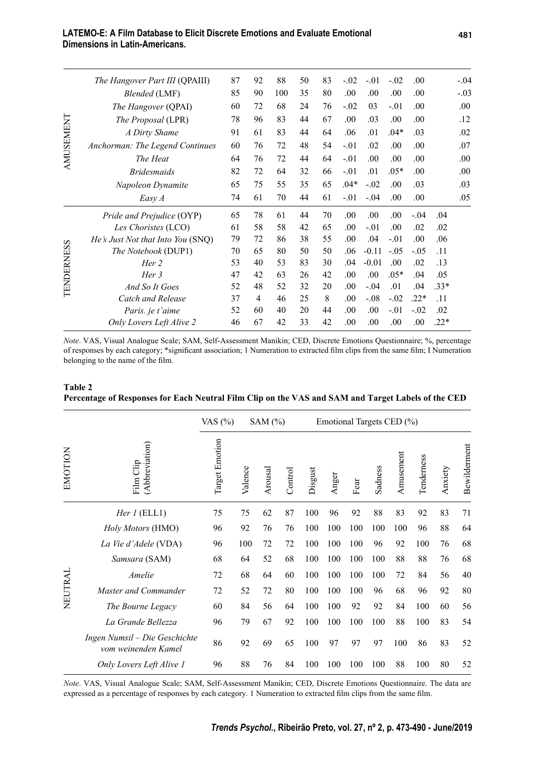| | | | | | | | | | | | | |
|---|---|---|---|---|---|---|---|---|---|---|---|---|
| AMUSEMENT | *The Hangover Part III* (QPAIII) | 87 | 92 | 88 | 50 | 83 | -.02 | -.01 | -.02 | .00 | | -.04 |
| | *Blended* (LMF) | 85 | 90 | 100 | 35 | 80 | .00 | .00 | .00 | .00 | | -.03 |
| | *The Hangover* (QPAI) | 60 | 72 | 68 | 24 | 76 | -.02 | 03 | -.01 | .00 | | .00 |
| | *The Proposal* (LPR) | 78 | 96 | 83 | 44 | 67 | .00 | .03 | .00 | .00 | | .12 |
| | *A Dirty Shame* | 91 | 61 | 83 | 44 | 64 | .06 | .01 | .04* | .03 | | .02 |
| | *Anchorman: The Legend Continues* | 60 | 76 | 72 | 48 | 54 | -.01 | .02 | .00 | .00 | | .07 |
| | *The Heat* | 64 | 76 | 72 | 44 | 64 | -.01 | .00 | .00 | .00 | | .00 |
| | *Bridesmaids* | 82 | 72 | 64 | 32 | 66 | -.01 | .01 | .05* | .00 | | .00 |
| | *Napoleon Dynamite* | 65 | 75 | 55 | 35 | 65 | .04* | -.02 | .00 | .03 | | .03 |
| | *Easy A* | 74 | 61 | 70 | 44 | 61 | -.01 | -.04 | .00 | .00 | | .05 |
| TENDERNESS | *Pride and Prejudice* (OYP) | 65 | 78 | 61 | 44 | 70 | .00 | .00 | .00 | -.04 | .04 | |
| | *Les Choristes* (LCO) | 61 | 58 | 58 | 42 | 65 | .00 | -.01 | .00 | .02 | .02 | |
| | *He's Just Not that Into You* (SNQ) | 79 | 72 | 86 | 38 | 55 | .00 | .04 | -.01 | .00 | .06 | |
| | *The Notebook* (DUP1) | 70 | 65 | 80 | 50 | 50 | .06 | -0.11 | -.05 | -.05 | .11 | |
| | *Her 2* | 53 | 40 | 53 | 83 | 30 | .04 | -0.01 | .00 | .02 | .13 | |
| | *Her 3* | 47 | 42 | 63 | 26 | 42 | .00 | .00 | .05* | .04 | .05 | |
| | *And So It Goes* | 52 | 48 | 52 | 32 | 20 | .00 | -.04 | .01 | .04 | .33* | |
| | *Catch and Release* | 37 | 4 | 46 | 25 | 8 | .00 | -.08 | -.02 | .22* | .11 | |
| | *Paris. je t'aime* | 52 | 60 | 40 | 20 | 44 | .00 | .00 | -.01 | -.02 | .02 | |
| | *Only Lovers Left Alive 2* | 46 | 67 | 42 | 33 | 42 | .00 | .00 | .00 | .00 | .22* | |

*Note*. VAS, Visual Analogue Scale; SAM, Self-Assessment Manikin; CED, Discrete Emotions Questionnaire; %, percentage of responses by each category; *significant association; 1 Numeration to extracted film clips from the same film; I Numeration belonging to the name of the film.

**Table 2**
**Percentage of Responses for Each Neutral Film Clip on the VAS and SAM and Target Labels of the CED**

| | | VAS (%) | SAM (%) | | | Emotional Targets CED (%) | | | | | | | |
|---|---|---|---|---|---|---|---|---|---|---|---|---|---|
| EMOTION | Film Clip (Abbreviation) | Target Emotion | Valence | Arousal | Control | Disgust | Anger | Fear | Sadness | Amusement | Tenderness | Anxiety | Bewilderment |
| NEUTRAL | *Her 1* (ELL1) | 75 | 75 | 62 | 87 | 100 | 96 | 92 | 88 | 83 | 92 | 83 | 71 |
| | *Holy Motors* (HMO) | 96 | 92 | 76 | 76 | 100 | 100 | 100 | 100 | 100 | 96 | 88 | 64 |
| | *La Vie d'Adele* (VDA) | 96 | 100 | 72 | 72 | 100 | 100 | 100 | 96 | 92 | 100 | 76 | 68 |
| | *Samsara* (SAM) | 68 | 64 | 52 | 68 | 100 | 100 | 100 | 100 | 88 | 88 | 76 | 68 |
| | *Amelie* | 72 | 68 | 64 | 60 | 100 | 100 | 100 | 100 | 72 | 84 | 56 | 40 |
| | *Master and Commander* | 72 | 52 | 72 | 80 | 100 | 100 | 100 | 96 | 68 | 96 | 92 | 80 |
| | *The Bourne Legacy* | 60 | 84 | 56 | 64 | 100 | 100 | 92 | 92 | 84 | 100 | 60 | 56 |
| | *La Grande Bellezza* | 96 | 79 | 67 | 92 | 100 | 100 | 100 | 100 | 88 | 100 | 83 | 54 |
| | *Ingen Numsil – Die Geschichte vom weinenden Kamel* | 86 | 92 | 69 | 65 | 100 | 97 | 97 | 97 | 100 | 86 | 83 | 52 |
| | *Only Lovers Left Alive 1* | 96 | 88 | 76 | 84 | 100 | 100 | 100 | 100 | 88 | 100 | 80 | 52 |

*Note*. VAS, Visual Analogue Scale; SAM, Self-Assessment Manikin; CED, Discrete Emotions Questionnaire. The data are expressed as a percentage of responses by each category. 1 Numeration to extracted film clips from the same film.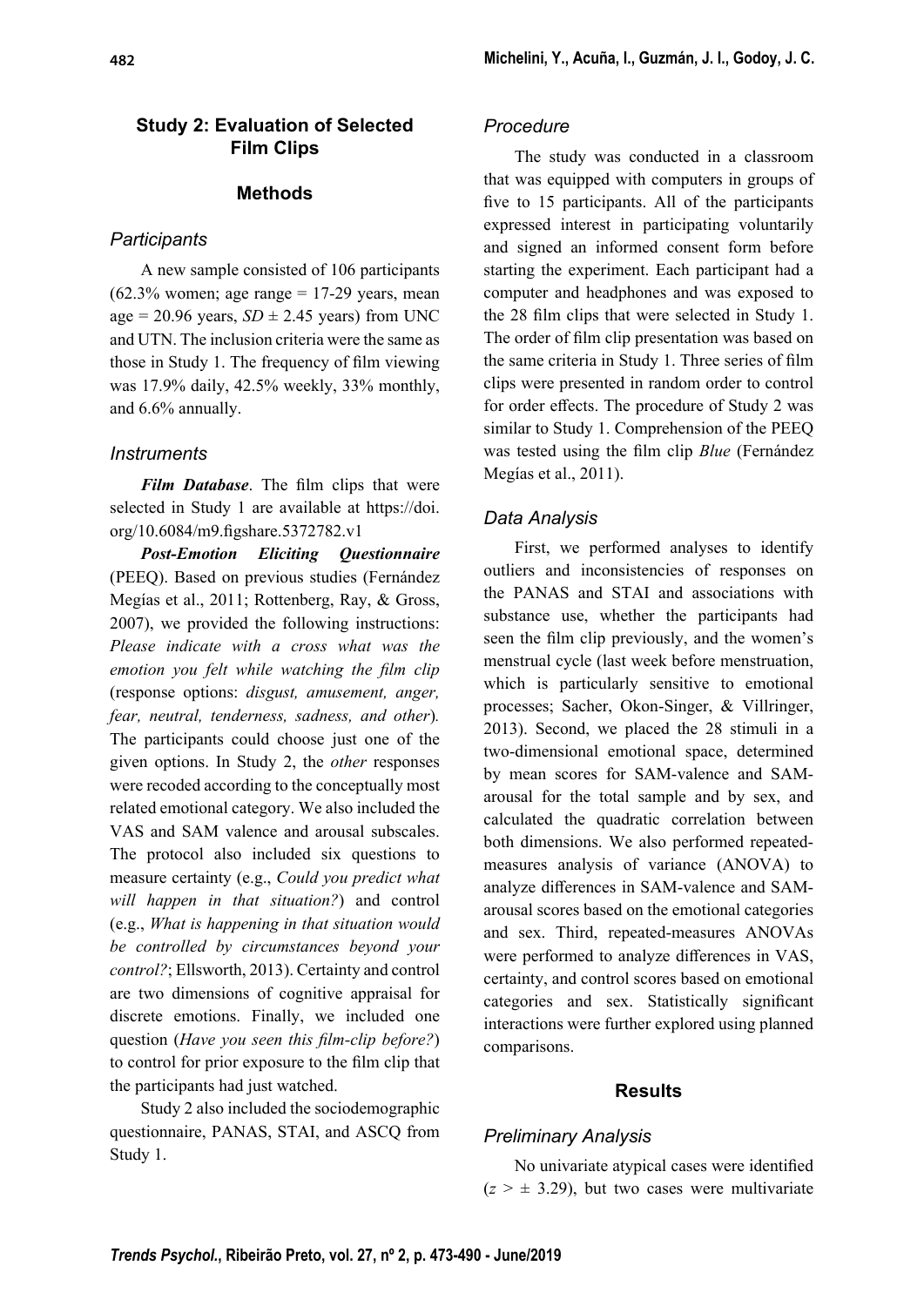## Study 2: Evaluation of Selected Film Clips

### Methods

#### Participants

A new sample consisted of 106 participants (62.3% women; age range = 17-29 years, mean age = 20.96 years, *SD* ± 2.45 years) from UNC and UTN. The inclusion criteria were the same as those in Study 1. The frequency of film viewing was 17.9% daily, 42.5% weekly, 33% monthly, and 6.6% annually.

#### Instruments

***Film Database***. The film clips that were selected in Study 1 are available at https://doi.org/10.6084/m9.figshare.5372782.v1

***Post-Emotion Eliciting Questionnaire*** (PEEQ). Based on previous studies (Fernández Megías et al., 2011; Rottenberg, Ray, & Gross, 2007), we provided the following instructions: *Please indicate with a cross what was the emotion you felt while watching the film clip* (response options: *disgust, amusement, anger, fear, neutral, tenderness, sadness, and other*). The participants could choose just one of the given options. In Study 2, the *other* responses were recoded according to the conceptually most related emotional category. We also included the VAS and SAM valence and arousal subscales. The protocol also included six questions to measure certainty (e.g., *Could you predict what will happen in that situation?*) and control (e.g., *What is happening in that situation would be controlled by circumstances beyond your control?*; Ellsworth, 2013). Certainty and control are two dimensions of cognitive appraisal for discrete emotions. Finally, we included one question (*Have you seen this film-clip before?*) to control for prior exposure to the film clip that the participants had just watched.

Study 2 also included the sociodemographic questionnaire, PANAS, STAI, and ASCQ from Study 1.

#### Procedure

The study was conducted in a classroom that was equipped with computers in groups of five to 15 participants. All of the participants expressed interest in participating voluntarily and signed an informed consent form before starting the experiment. Each participant had a computer and headphones and was exposed to the 28 film clips that were selected in Study 1. The order of film clip presentation was based on the same criteria in Study 1. Three series of film clips were presented in random order to control for order effects. The procedure of Study 2 was similar to Study 1. Comprehension of the PEEQ was tested using the film clip *Blue* (Fernández Megías et al., 2011).

#### Data Analysis

First, we performed analyses to identify outliers and inconsistencies of responses on the PANAS and STAI and associations with substance use, whether the participants had seen the film clip previously, and the women's menstrual cycle (last week before menstruation, which is particularly sensitive to emotional processes; Sacher, Okon-Singer, & Villringer, 2013). Second, we placed the 28 stimuli in a two-dimensional emotional space, determined by mean scores for SAM-valence and SAM-arousal for the total sample and by sex, and calculated the quadratic correlation between both dimensions. We also performed repeated-measures analysis of variance (ANOVA) to analyze differences in SAM-valence and SAM-arousal scores based on the emotional categories and sex. Third, repeated-measures ANOVAs were performed to analyze differences in VAS, certainty, and control scores based on emotional categories and sex. Statistically significant interactions were further explored using planned comparisons.

### Results

#### Preliminary Analysis

No univariate atypical cases were identified ($z > \pm 3.29$), but two cases were multivariate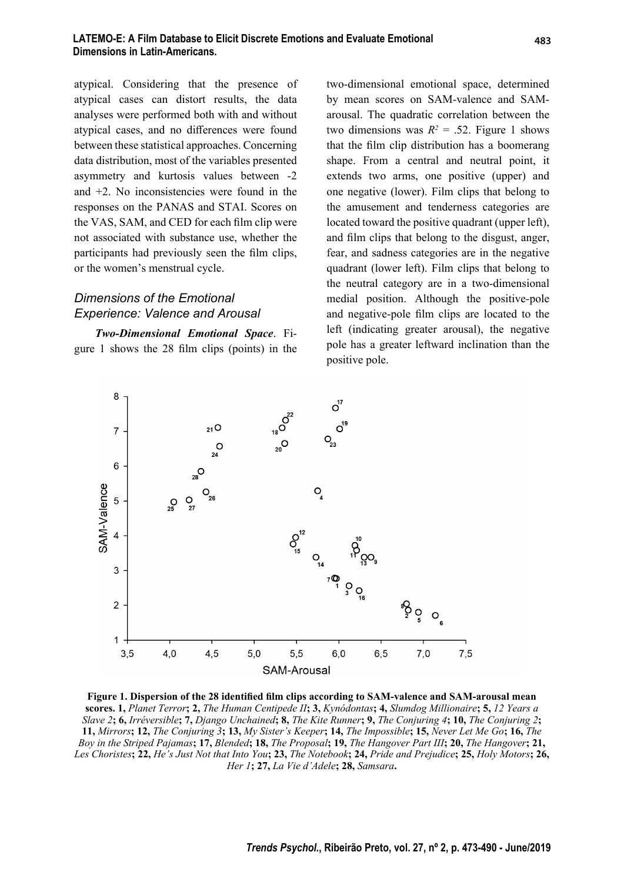atypical. Considering that the presence of atypical cases can distort results, the data analyses were performed both with and without atypical cases, and no differences were found between these statistical approaches. Concerning data distribution, most of the variables presented asymmetry and kurtosis values between -2 and +2. No inconsistencies were found in the responses on the PANAS and STAI. Scores on the VAS, SAM, and CED for each film clip were not associated with substance use, whether the participants had previously seen the film clips, or the women's menstrual cycle.

### *Dimensions of the Emotional Experience: Valence and Arousal*

***Two-Dimensional Emotional Space***. Figure 1 shows the 28 film clips (points) in the two-dimensional emotional space, determined by mean scores on SAM-valence and SAM-arousal. The quadratic correlation between the two dimensions was $R^2 = .52$. Figure 1 shows that the film clip distribution has a boomerang shape. From a central and neutral point, it extends two arms, one positive (upper) and one negative (lower). Film clips that belong to the amusement and tenderness categories are located toward the positive quadrant (upper left), and film clips that belong to the disgust, anger, fear, and sadness categories are in the negative quadrant (lower left). Film clips that belong to the neutral category are in a two-dimensional medial position. Although the positive-pole and negative-pole film clips are located to the left (indicating greater arousal), the negative pole has a greater leftward inclination than the positive pole.

**Figure 1. Dispersion of the 28 identified film clips according to SAM-valence and SAM-arousal mean scores. 1,** *Planet Terror*; **2,** *The Human Centipede II*; **3,** *Kynódontas*; **4,** *Slumdog Millionaire*; **5,** *12 Years a Slave 2*; **6,** *Irréversible*; **7,** *Django Unchained*; **8,** *The Kite Runner*; **9,** *The Conjuring 4*; **10,** *The Conjuring 2*; **11,** *Mirrors*; **12,** *The Conjuring 3*; **13,** *My Sister's Keeper*; **14,** *The Impossible*; **15,** *Never Let Me Go*; **16,** *The Boy in the Striped Pajamas*; **17,** *Blended*; **18,** *The Proposal*; **19,** *The Hangover Part III*; **20,** *The Hangover*; **21,** *Les Choristes*; **22,** *He's Just Not that Into You*; **23,** *The Notebook*; **24,** *Pride and Prejudice*; **25,** *Holy Motors*; **26,** *Her 1*; **27,** *La Vie d'Adele*; **28,** *Samsara***.**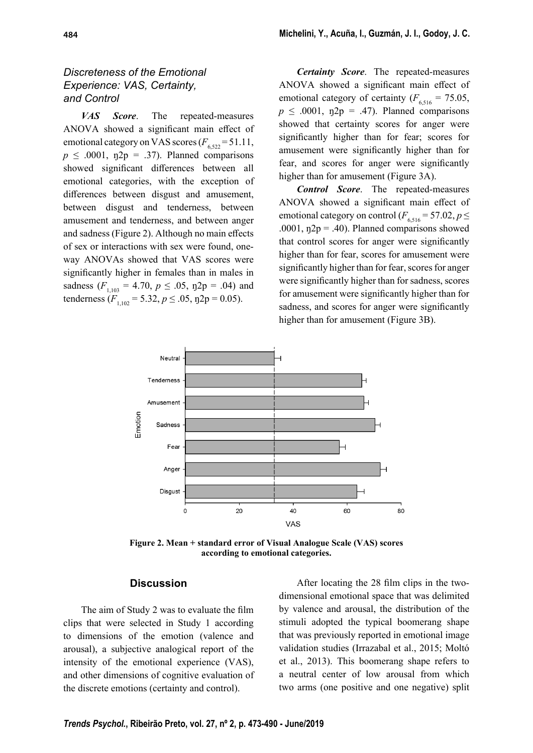### *Discreteness of the Emotional Experience: VAS, Certainty, and Control*

***VAS Score***. The repeated-measures ANOVA showed a significant main effect of emotional category on VAS scores ($F_{6,522} = 51.11$, $p \leq .0001$, ŋ2p = .37). Planned comparisons showed significant differences between all emotional categories, with the exception of differences between disgust and amusement, between disgust and tenderness, between amusement and tenderness, and between anger and sadness (Figure 2). Although no main effects of sex or interactions with sex were found, one-way ANOVAs showed that VAS scores were significantly higher in females than in males in sadness ($F_{1,103} = 4.70$, $p \leq .05$, ŋ2p = .04) and tenderness ($F_{1,102} = 5.32$, $p \leq .05$, ŋ2p = 0.05).

***Certainty Score***. The repeated-measures ANOVA showed a significant main effect of emotional category of certainty ($F_{6,516} = 75.05$, $p \leq .0001$, ŋ2p = .47). Planned comparisons showed that certainty scores for anger were significantly higher than for fear; scores for amusement were significantly higher than for fear, and scores for anger were significantly higher than for amusement (Figure 3A).

***Control Score***. The repeated-measures ANOVA showed a significant main effect of emotional category on control ($F_{6,516} = 57.02$, $p \leq .0001$, ŋ2p = .40). Planned comparisons showed that control scores for anger were significantly higher than for fear, scores for amusement were significantly higher than for fear, scores for anger were significantly higher than for sadness, scores for amusement were significantly higher than for sadness, and scores for anger were significantly higher than for amusement (Figure 3B).

**Figure 2. Mean + standard error of Visual Analogue Scale (VAS) scores according to emotional categories.**

## Discussion

The aim of Study 2 was to evaluate the film clips that were selected in Study 1 according to dimensions of the emotion (valence and arousal), a subjective analogical report of the intensity of the emotional experience (VAS), and other dimensions of cognitive evaluation of the discrete emotions (certainty and control).

After locating the 28 film clips in the two-dimensional emotional space that was delimited by valence and arousal, the distribution of the stimuli adopted the typical boomerang shape that was previously reported in emotional image validation studies (Irrazabal et al., 2015; Moltó et al., 2013). This boomerang shape refers to a neutral center of low arousal from which two arms (one positive and one negative) split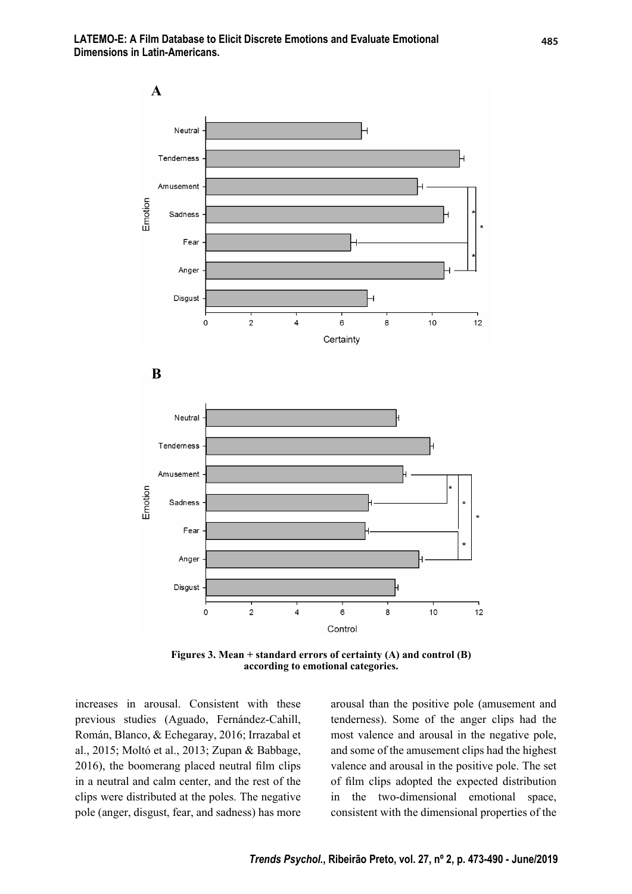**Figures 3. Mean + standard errors of certainty (A) and control (B) according to emotional categories.**

increases in arousal. Consistent with these previous studies (Aguado, Fernández-Cahill, Román, Blanco, & Echegaray, 2016; Irrazabal et al., 2015; Moltó et al., 2013; Zupan & Babbage, 2016), the boomerang placed neutral film clips in a neutral and calm center, and the rest of the clips were distributed at the poles. The negative pole (anger, disgust, fear, and sadness) has more arousal than the positive pole (amusement and tenderness). Some of the anger clips had the most valence and arousal in the negative pole, and some of the amusement clips had the highest valence and arousal in the positive pole. The set of film clips adopted the expected distribution in the two-dimensional emotional space, consistent with the dimensional properties of the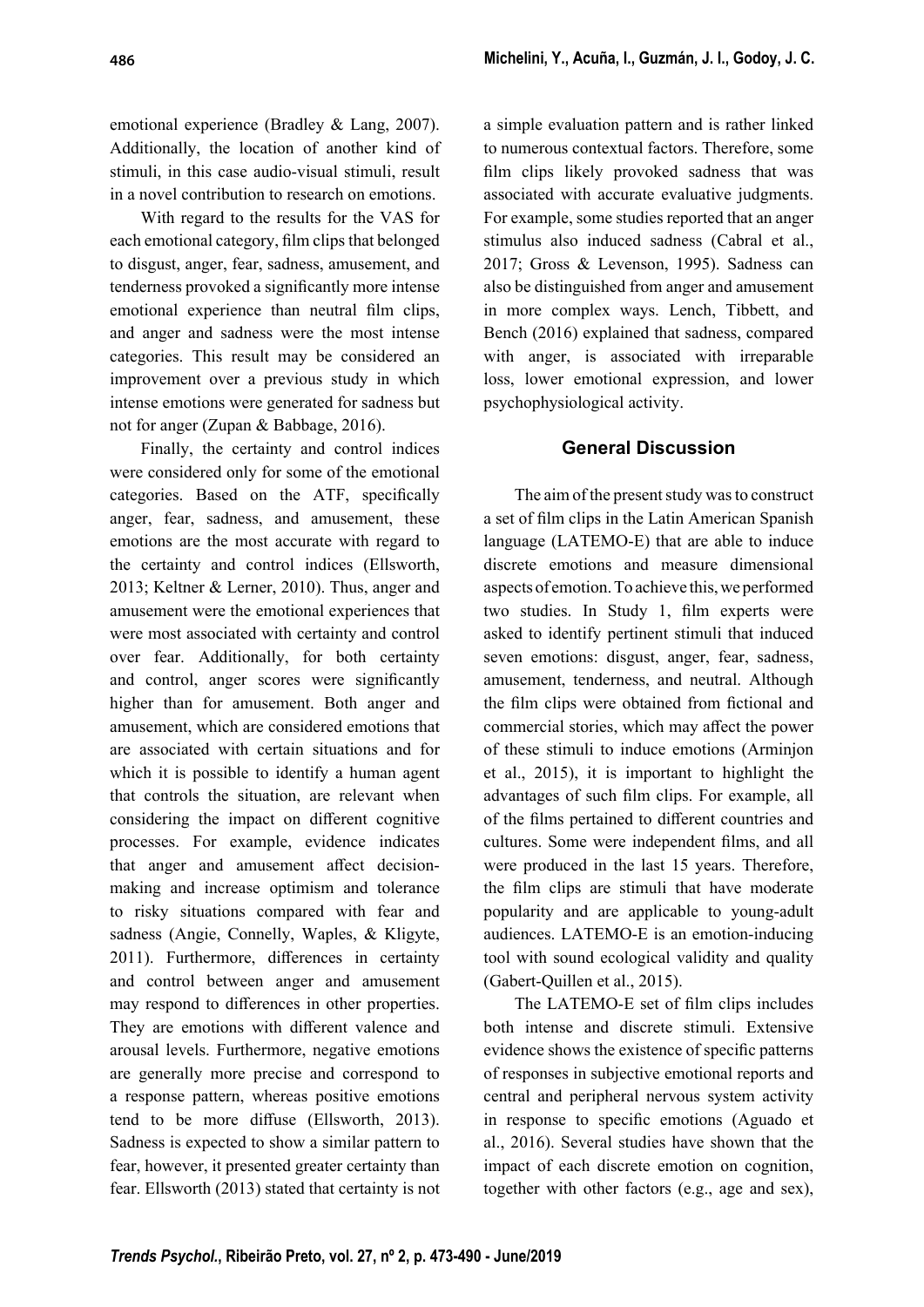emotional experience (Bradley & Lang, 2007). Additionally, the location of another kind of stimuli, in this case audio-visual stimuli, result in a novel contribution to research on emotions.

With regard to the results for the VAS for each emotional category, film clips that belonged to disgust, anger, fear, sadness, amusement, and tenderness provoked a significantly more intense emotional experience than neutral film clips, and anger and sadness were the most intense categories. This result may be considered an improvement over a previous study in which intense emotions were generated for sadness but not for anger (Zupan & Babbage, 2016).

Finally, the certainty and control indices were considered only for some of the emotional categories. Based on the ATF, specifically anger, fear, sadness, and amusement, these emotions are the most accurate with regard to the certainty and control indices (Ellsworth, 2013; Keltner & Lerner, 2010). Thus, anger and amusement were the emotional experiences that were most associated with certainty and control over fear. Additionally, for both certainty and control, anger scores were significantly higher than for amusement. Both anger and amusement, which are considered emotions that are associated with certain situations and for which it is possible to identify a human agent that controls the situation, are relevant when considering the impact on different cognitive processes. For example, evidence indicates that anger and amusement affect decision-making and increase optimism and tolerance to risky situations compared with fear and sadness (Angie, Connelly, Waples, & Kligyte, 2011). Furthermore, differences in certainty and control between anger and amusement may respond to differences in other properties. They are emotions with different valence and arousal levels. Furthermore, negative emotions are generally more precise and correspond to a response pattern, whereas positive emotions tend to be more diffuse (Ellsworth, 2013). Sadness is expected to show a similar pattern to fear, however, it presented greater certainty than fear. Ellsworth (2013) stated that certainty is not a simple evaluation pattern and is rather linked to numerous contextual factors. Therefore, some film clips likely provoked sadness that was associated with accurate evaluative judgments. For example, some studies reported that an anger stimulus also induced sadness (Cabral et al., 2017; Gross & Levenson, 1995). Sadness can also be distinguished from anger and amusement in more complex ways. Lench, Tibbett, and Bench (2016) explained that sadness, compared with anger, is associated with irreparable loss, lower emotional expression, and lower psychophysiological activity.

## General Discussion

The aim of the present study was to construct a set of film clips in the Latin American Spanish language (LATEMO-E) that are able to induce discrete emotions and measure dimensional aspects of emotion. To achieve this, we performed two studies. In Study 1, film experts were asked to identify pertinent stimuli that induced seven emotions: disgust, anger, fear, sadness, amusement, tenderness, and neutral. Although the film clips were obtained from fictional and commercial stories, which may affect the power of these stimuli to induce emotions (Arminjon et al., 2015), it is important to highlight the advantages of such film clips. For example, all of the films pertained to different countries and cultures. Some were independent films, and all were produced in the last 15 years. Therefore, the film clips are stimuli that have moderate popularity and are applicable to young-adult audiences. LATEMO-E is an emotion-inducing tool with sound ecological validity and quality (Gabert-Quillen et al., 2015).

The LATEMO-E set of film clips includes both intense and discrete stimuli. Extensive evidence shows the existence of specific patterns of responses in subjective emotional reports and central and peripheral nervous system activity in response to specific emotions (Aguado et al., 2016). Several studies have shown that the impact of each discrete emotion on cognition, together with other factors (e.g., age and sex),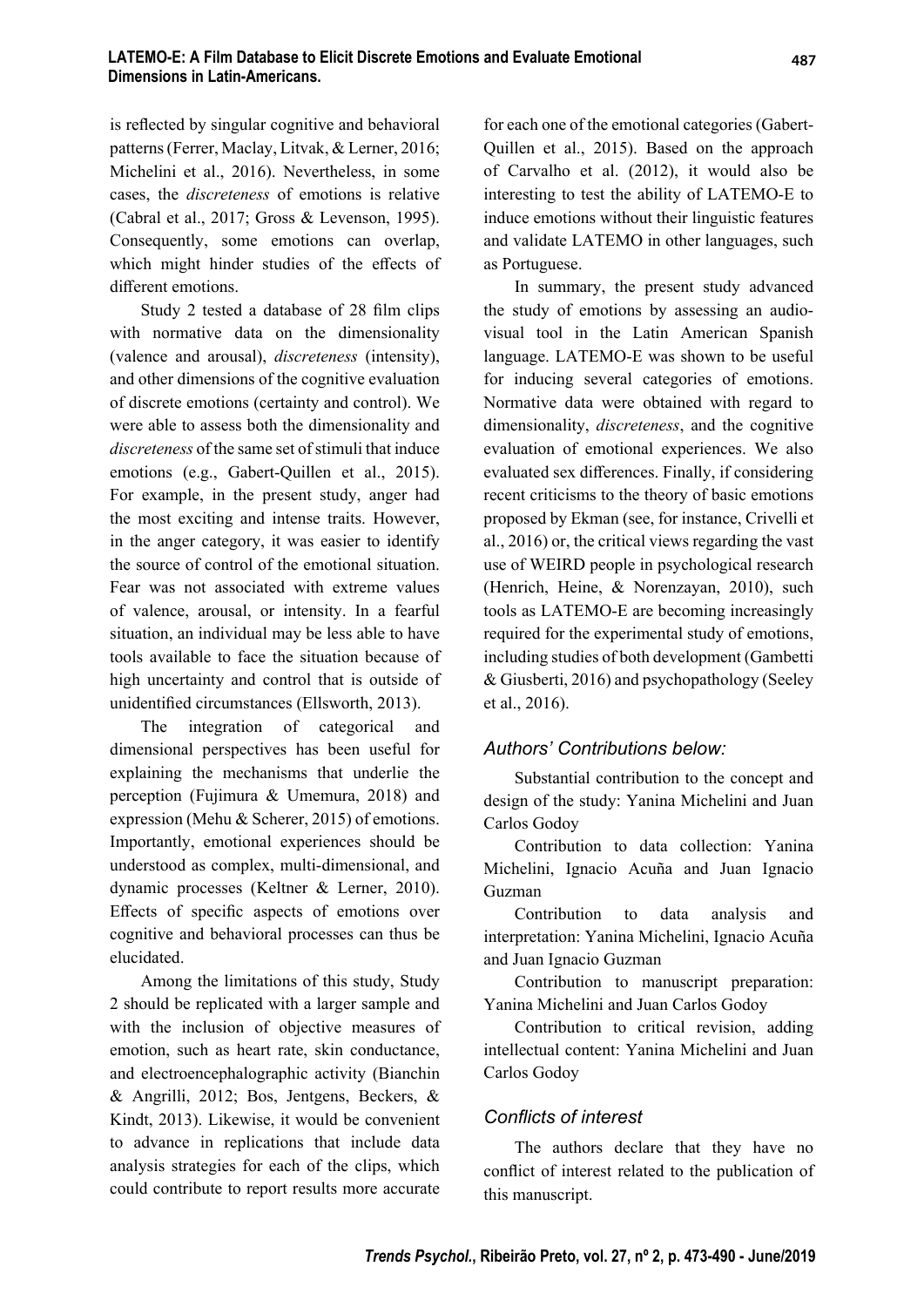is reflected by singular cognitive and behavioral patterns (Ferrer, Maclay, Litvak, & Lerner, 2016; Michelini et al., 2016). Nevertheless, in some cases, the *discreteness* of emotions is relative (Cabral et al., 2017; Gross & Levenson, 1995). Consequently, some emotions can overlap, which might hinder studies of the effects of different emotions.

Study 2 tested a database of 28 film clips with normative data on the dimensionality (valence and arousal), *discreteness* (intensity), and other dimensions of the cognitive evaluation of discrete emotions (certainty and control). We were able to assess both the dimensionality and *discreteness* of the same set of stimuli that induce emotions (e.g., Gabert-Quillen et al., 2015). For example, in the present study, anger had the most exciting and intense traits. However, in the anger category, it was easier to identify the source of control of the emotional situation. Fear was not associated with extreme values of valence, arousal, or intensity. In a fearful situation, an individual may be less able to have tools available to face the situation because of high uncertainty and control that is outside of unidentified circumstances (Ellsworth, 2013).

The integration of categorical and dimensional perspectives has been useful for explaining the mechanisms that underlie the perception (Fujimura & Umemura, 2018) and expression (Mehu & Scherer, 2015) of emotions. Importantly, emotional experiences should be understood as complex, multi-dimensional, and dynamic processes (Keltner & Lerner, 2010). Effects of specific aspects of emotions over cognitive and behavioral processes can thus be elucidated.

Among the limitations of this study, Study 2 should be replicated with a larger sample and with the inclusion of objective measures of emotion, such as heart rate, skin conductance, and electroencephalographic activity (Bianchin & Angrilli, 2012; Bos, Jentgens, Beckers, & Kindt, 2013). Likewise, it would be convenient to advance in replications that include data analysis strategies for each of the clips, which could contribute to report results more accurate for each one of the emotional categories (Gabert-Quillen et al., 2015). Based on the approach of Carvalho et al. (2012), it would also be interesting to test the ability of LATEMO-E to induce emotions without their linguistic features and validate LATEMO in other languages, such as Portuguese.

In summary, the present study advanced the study of emotions by assessing an audio-visual tool in the Latin American Spanish language. LATEMO-E was shown to be useful for inducing several categories of emotions. Normative data were obtained with regard to dimensionality, *discreteness*, and the cognitive evaluation of emotional experiences. We also evaluated sex differences. Finally, if considering recent criticisms to the theory of basic emotions proposed by Ekman (see, for instance, Crivelli et al., 2016) or, the critical views regarding the vast use of WEIRD people in psychological research (Henrich, Heine, & Norenzayan, 2010), such tools as LATEMO-E are becoming increasingly required for the experimental study of emotions, including studies of both development (Gambetti & Giusberti, 2016) and psychopathology (Seeley et al., 2016).

## *Authors' Contributions below:*

Substantial contribution to the concept and design of the study: Yanina Michelini and Juan Carlos Godoy

Contribution to data collection: Yanina Michelini, Ignacio Acuña and Juan Ignacio Guzman

Contribution to data analysis and interpretation: Yanina Michelini, Ignacio Acuña and Juan Ignacio Guzman

Contribution to manuscript preparation: Yanina Michelini and Juan Carlos Godoy

Contribution to critical revision, adding intellectual content: Yanina Michelini and Juan Carlos Godoy

## *Conflicts of interest*

The authors declare that they have no conflict of interest related to the publication of this manuscript.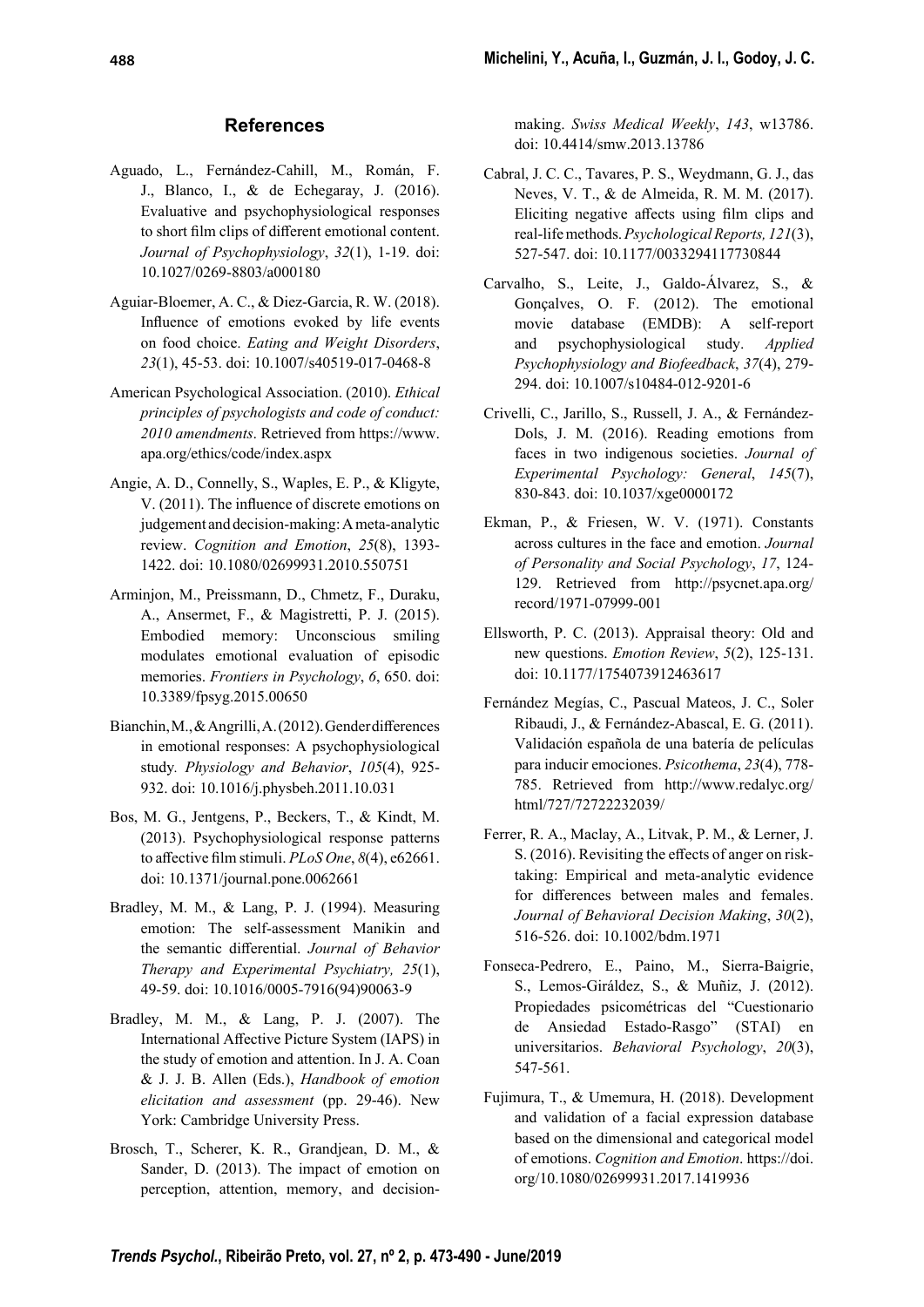## References

Aguado, L., Fernández-Cahill, M., Román, F. J., Blanco, I., & de Echegaray, J. (2016). Evaluative and psychophysiological responses to short film clips of different emotional content. *Journal of Psychophysiology*, *32*(1), 1-19. doi: 10.1027/0269-8803/a000180

Aguiar-Bloemer, A. C., & Diez-Garcia, R. W. (2018). Influence of emotions evoked by life events on food choice. *Eating and Weight Disorders*, *23*(1), 45-53. doi: 10.1007/s40519-017-0468-8

American Psychological Association. (2010). *Ethical principles of psychologists and code of conduct: 2010 amendments*. Retrieved from https://www.apa.org/ethics/code/index.aspx

Angie, A. D., Connelly, S., Waples, E. P., & Kligyte, V. (2011). The influence of discrete emotions on judgement and decision-making: A meta-analytic review. *Cognition and Emotion*, *25*(8), 1393-1422. doi: 10.1080/02699931.2010.550751

Arminjon, M., Preissmann, D., Chmetz, F., Duraku, A., Ansermet, F., & Magistretti, P. J. (2015). Embodied memory: Unconscious smiling modulates emotional evaluation of episodic memories. *Frontiers in Psychology*, *6*, 650. doi: 10.3389/fpsyg.2015.00650

Bianchin, M., & Angrilli, A. (2012). Gender differences in emotional responses: A psychophysiological study. *Physiology and Behavior*, *105*(4), 925-932. doi: 10.1016/j.physbeh.2011.10.031

Bos, M. G., Jentgens, P., Beckers, T., & Kindt, M. (2013). Psychophysiological response patterns to affective film stimuli. *PLoS One*, *8*(4), e62661. doi: 10.1371/journal.pone.0062661

Bradley, M. M., & Lang, P. J. (1994). Measuring emotion: The self-assessment Manikin and the semantic differential. *Journal of Behavior Therapy and Experimental Psychiatry, 25*(1), 49-59. doi: 10.1016/0005-7916(94)90063-9

Bradley, M. M., & Lang, P. J. (2007). The International Affective Picture System (IAPS) in the study of emotion and attention. In J. A. Coan & J. J. B. Allen (Eds.), *Handbook of emotion elicitation and assessment* (pp. 29-46). New York: Cambridge University Press.

Brosch, T., Scherer, K. R., Grandjean, D. M., & Sander, D. (2013). The impact of emotion on perception, attention, memory, and decision-making. *Swiss Medical Weekly*, *143*, w13786. doi: 10.4414/smw.2013.13786

Cabral, J. C. C., Tavares, P. S., Weydmann, G. J., das Neves, V. T., & de Almeida, R. M. M. (2017). Eliciting negative affects using film clips and real-life methods. *Psychological Reports, 121*(3), 527-547. doi: 10.1177/0033294117730844

Carvalho, S., Leite, J., Galdo-Álvarez, S., & Gonçalves, O. F. (2012). The emotional movie database (EMDB): A self-report and psychophysiological study. *Applied Psychophysiology and Biofeedback*, *37*(4), 279-294. doi: 10.1007/s10484-012-9201-6

Crivelli, C., Jarillo, S., Russell, J. A., & Fernández-Dols, J. M. (2016). Reading emotions from faces in two indigenous societies. *Journal of Experimental Psychology: General*, *145*(7), 830-843. doi: 10.1037/xge0000172

Ekman, P., & Friesen, W. V. (1971). Constants across cultures in the face and emotion. *Journal of Personality and Social Psychology*, *17*, 124-129. Retrieved from http://psycnet.apa.org/record/1971-07999-001

Ellsworth, P. C. (2013). Appraisal theory: Old and new questions. *Emotion Review*, *5*(2), 125-131. doi: 10.1177/1754073912463617

Fernández Megías, C., Pascual Mateos, J. C., Soler Ribaudi, J., & Fernández-Abascal, E. G. (2011). Validación española de una batería de películas para inducir emociones. *Psicothema*, *23*(4), 778-785. Retrieved from http://www.redalyc.org/html/727/72722232039/

Ferrer, R. A., Maclay, A., Litvak, P. M., & Lerner, J. S. (2016). Revisiting the effects of anger on risk-taking: Empirical and meta-analytic evidence for differences between males and females. *Journal of Behavioral Decision Making*, *30*(2), 516-526. doi: 10.1002/bdm.1971

Fonseca-Pedrero, E., Paino, M., Sierra-Baigrie, S., Lemos-Giráldez, S., & Muñiz, J. (2012). Propiedades psicométricas del "Cuestionario de Ansiedad Estado-Rasgo" (STAI) en universitarios. *Behavioral Psychology*, *20*(3), 547-561.

Fujimura, T., & Umemura, H. (2018). Development and validation of a facial expression database based on the dimensional and categorical model of emotions. *Cognition and Emotion*. https://doi.org/10.1080/02699931.2017.1419936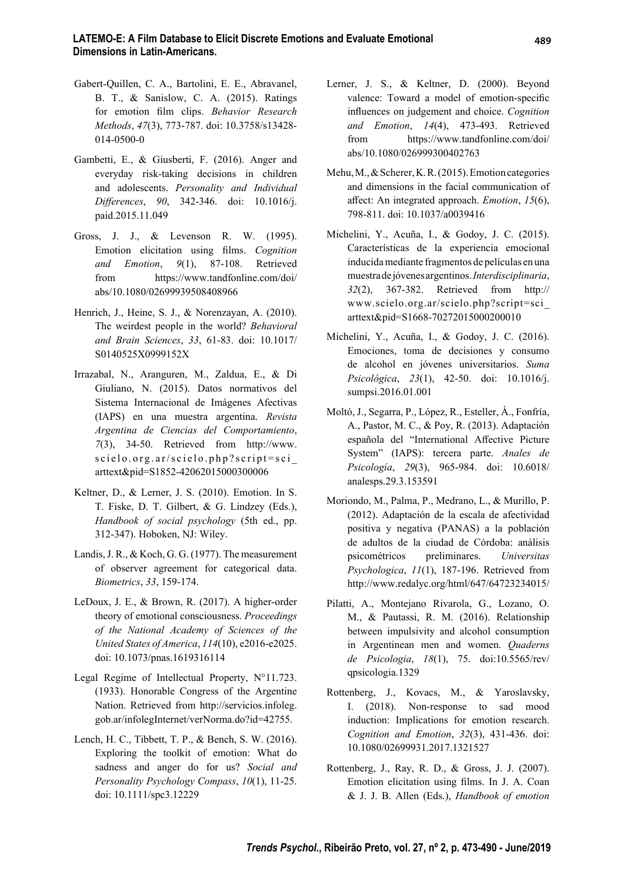Gabert-Quillen, C. A., Bartolini, E. E., Abravanel, B. T., & Sanislow, C. A. (2015). Ratings for emotion film clips. *Behavior Research Methods*, *47*(3), 773-787. doi: 10.3758/s13428-014-0500-0

Gambetti, E., & Giusberti, F. (2016). Anger and everyday risk-taking decisions in children and adolescents. *Personality and Individual Differences*, *90*, 342-346. doi: 10.1016/j.paid.2015.11.049

Gross, J. J., & Levenson R. W. (1995). Emotion elicitation using films. *Cognition and Emotion*, *9*(1), 87-108. Retrieved from https://www.tandfonline.com/doi/abs/10.1080/02699939508408966

Henrich, J., Heine, S. J., & Norenzayan, A. (2010). The weirdest people in the world? *Behavioral and Brain Sciences*, *33*, 61-83. doi: 10.1017/S0140525X0999152X

Irrazabal, N., Aranguren, M., Zaldua, E., & Di Giuliano, N. (2015). Datos normativos del Sistema Internacional de Imágenes Afectivas (IAPS) en una muestra argentina. *Revista Argentina de Ciencias del Comportamiento*, *7*(3), 34-50. Retrieved from http://www.scielo.org.ar/scielo.php?script=sci_arttext&pid=S1852-42062015000300006

Keltner, D., & Lerner, J. S. (2010). Emotion. In S. T. Fiske, D. T. Gilbert, & G. Lindzey (Eds.), *Handbook of social psychology* (5th ed., pp. 312-347). Hoboken, NJ: Wiley.

Landis, J. R., & Koch, G. G. (1977). The measurement of observer agreement for categorical data. *Biometrics*, *33*, 159-174.

LeDoux, J. E., & Brown, R. (2017). A higher-order theory of emotional consciousness. *Proceedings of the National Academy of Sciences of the United States of America*, *114*(10), e2016-e2025. doi: 10.1073/pnas.1619316114

Legal Regime of Intellectual Property, N°11.723. (1933). Honorable Congress of the Argentine Nation. Retrieved from http://servicios.infoleg.gob.ar/infolegInternet/verNorma.do?id=42755.

Lench, H. C., Tibbett, T. P., & Bench, S. W. (2016). Exploring the toolkit of emotion: What do sadness and anger do for us? *Social and Personality Psychology Compass*, *10*(1), 11-25. doi: 10.1111/spc3.12229

Lerner, J. S., & Keltner, D. (2000). Beyond valence: Toward a model of emotion-specific influences on judgement and choice. *Cognition and Emotion*, *14*(4), 473-493. Retrieved from https://www.tandfonline.com/doi/abs/10.1080/026999300402763

Mehu, M., & Scherer, K. R. (2015). Emotion categories and dimensions in the facial communication of affect: An integrated approach. *Emotion*, *15*(6), 798-811. doi: 10.1037/a0039416

Michelini, Y., Acuña, I., & Godoy, J. C. (2015). Características de la experiencia emocional inducida mediante fragmentos de películas en una muestra de jóvenes argentinos. *Interdisciplinaria*, *32*(2), 367-382. Retrieved from http://www.scielo.org.ar/scielo.php?script=sci_arttext&pid=S1668-70272015000200010

Michelini, Y., Acuña, I., & Godoy, J. C. (2016). Emociones, toma de decisiones y consumo de alcohol en jóvenes universitarios. *Suma Psicológica*, *23*(1), 42-50. doi: 10.1016/j.sumpsi.2016.01.001

Moltó, J., Segarra, P., López, R., Esteller, À., Fonfría, A., Pastor, M. C., & Poy, R. (2013). Adaptación española del "International Affective Picture System" (IAPS): tercera parte. *Anales de Psicología*, *29*(3), 965-984. doi: 10.6018/analesps.29.3.153591

Moriondo, M., Palma, P., Medrano, L., & Murillo, P. (2012). Adaptación de la escala de afectividad positiva y negativa (PANAS) a la población de adultos de la ciudad de Córdoba: análisis psicométricos preliminares. *Universitas Psychologica*, *11*(1), 187-196. Retrieved from http://www.redalyc.org/html/647/64723234015/

Pilatti, A., Montejano Rivarola, G., Lozano, O. M., & Pautassi, R. M. (2016). Relationship between impulsivity and alcohol consumption in Argentinean men and women. *Quaderns de Psicologia*, *18*(1), 75. doi:10.5565/rev/qpsicologia.1329

Rottenberg, J., Kovacs, M., & Yaroslavsky, I. (2018). Non-response to sad mood induction: Implications for emotion research. *Cognition and Emotion*, *32*(3), 431-436. doi: 10.1080/02699931.2017.1321527

Rottenberg, J., Ray, R. D., & Gross, J. J. (2007). Emotion elicitation using films. In J. A. Coan & J. J. B. Allen (Eds.), *Handbook of emotion*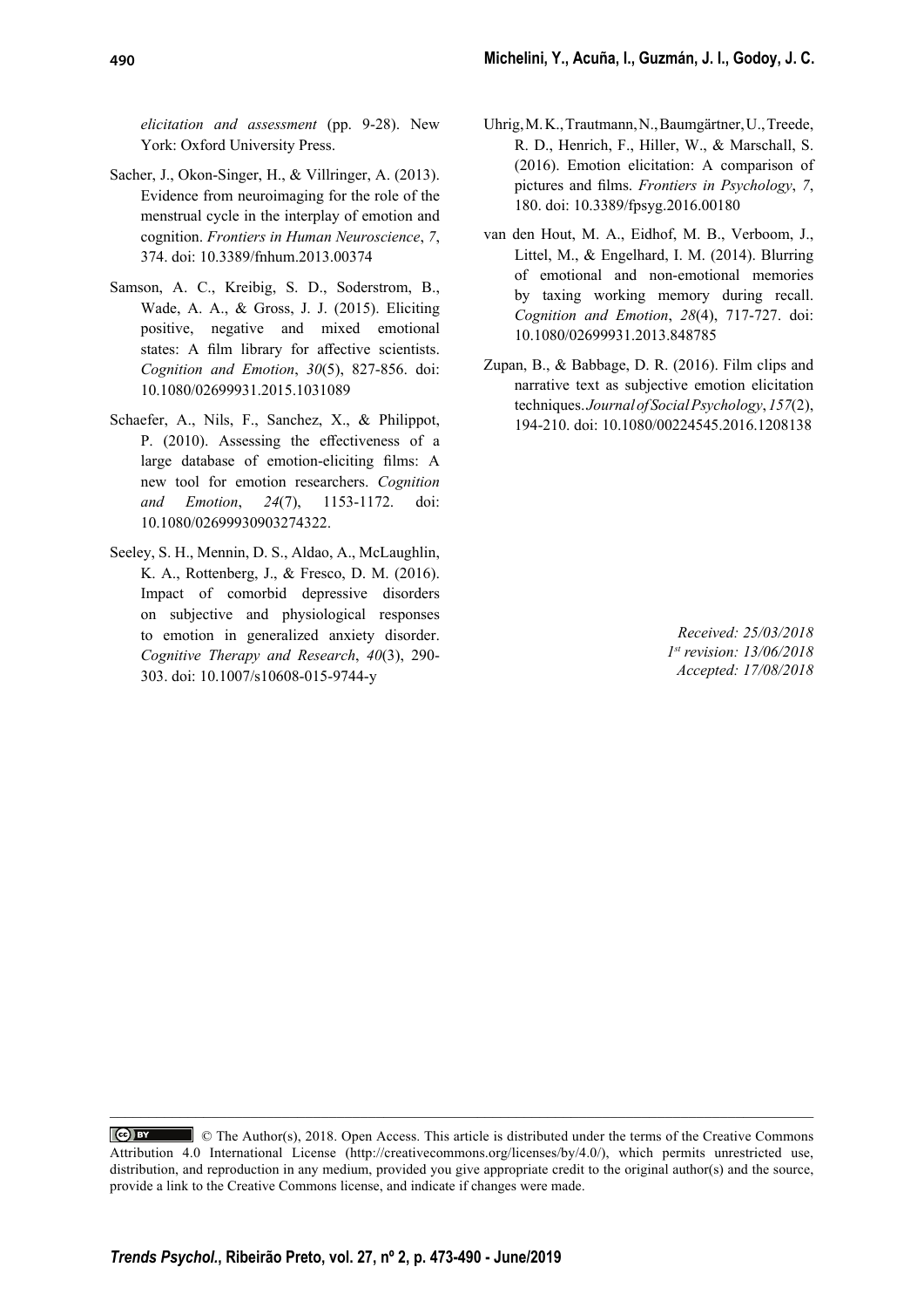*elicitation and assessment* (pp. 9-28). New York: Oxford University Press.

Sacher, J., Okon-Singer, H., & Villringer, A. (2013). Evidence from neuroimaging for the role of the menstrual cycle in the interplay of emotion and cognition. *Frontiers in Human Neuroscience*, *7*, 374. doi: 10.3389/fnhum.2013.00374

Samson, A. C., Kreibig, S. D., Soderstrom, B., Wade, A. A., & Gross, J. J. (2015). Eliciting positive, negative and mixed emotional states: A film library for affective scientists. *Cognition and Emotion*, *30*(5), 827-856. doi: 10.1080/02699931.2015.1031089

Schaefer, A., Nils, F., Sanchez, X., & Philippot, P. (2010). Assessing the effectiveness of a large database of emotion-eliciting films: A new tool for emotion researchers. *Cognition and Emotion*, *24*(7), 1153-1172. doi: 10.1080/02699930903274322.

Seeley, S. H., Mennin, D. S., Aldao, A., McLaughlin, K. A., Rottenberg, J., & Fresco, D. M. (2016). Impact of comorbid depressive disorders on subjective and physiological responses to emotion in generalized anxiety disorder. *Cognitive Therapy and Research*, *40*(3), 290-303. doi: 10.1007/s10608-015-9744-y

Uhrig, M. K., Trautmann, N., Baumgärtner, U., Treede, R. D., Henrich, F., Hiller, W., & Marschall, S. (2016). Emotion elicitation: A comparison of pictures and films. *Frontiers in Psychology*, *7*, 180. doi: 10.3389/fpsyg.2016.00180

van den Hout, M. A., Eidhof, M. B., Verboom, J., Littel, M., & Engelhard, I. M. (2014). Blurring of emotional and non-emotional memories by taxing working memory during recall. *Cognition and Emotion*, *28*(4), 717-727. doi: 10.1080/02699931.2013.848785

Zupan, B., & Babbage, D. R. (2016). Film clips and narrative text as subjective emotion elicitation techniques. *Journal of Social Psychology*, *157*(2), 194-210. doi: 10.1080/00224545.2016.1208138

*Received: 25/03/2018*
*1st revision: 13/06/2018*
*Accepted: 17/08/2018*

© The Author(s), 2018. Open Access. This article is distributed under the terms of the Creative Commons Attribution 4.0 International License (http://creativecommons.org/licenses/by/4.0/), which permits unrestricted use, distribution, and reproduction in any medium, provided you give appropriate credit to the original author(s) and the source, provide a link to the Creative Commons license, and indicate if changes were made.